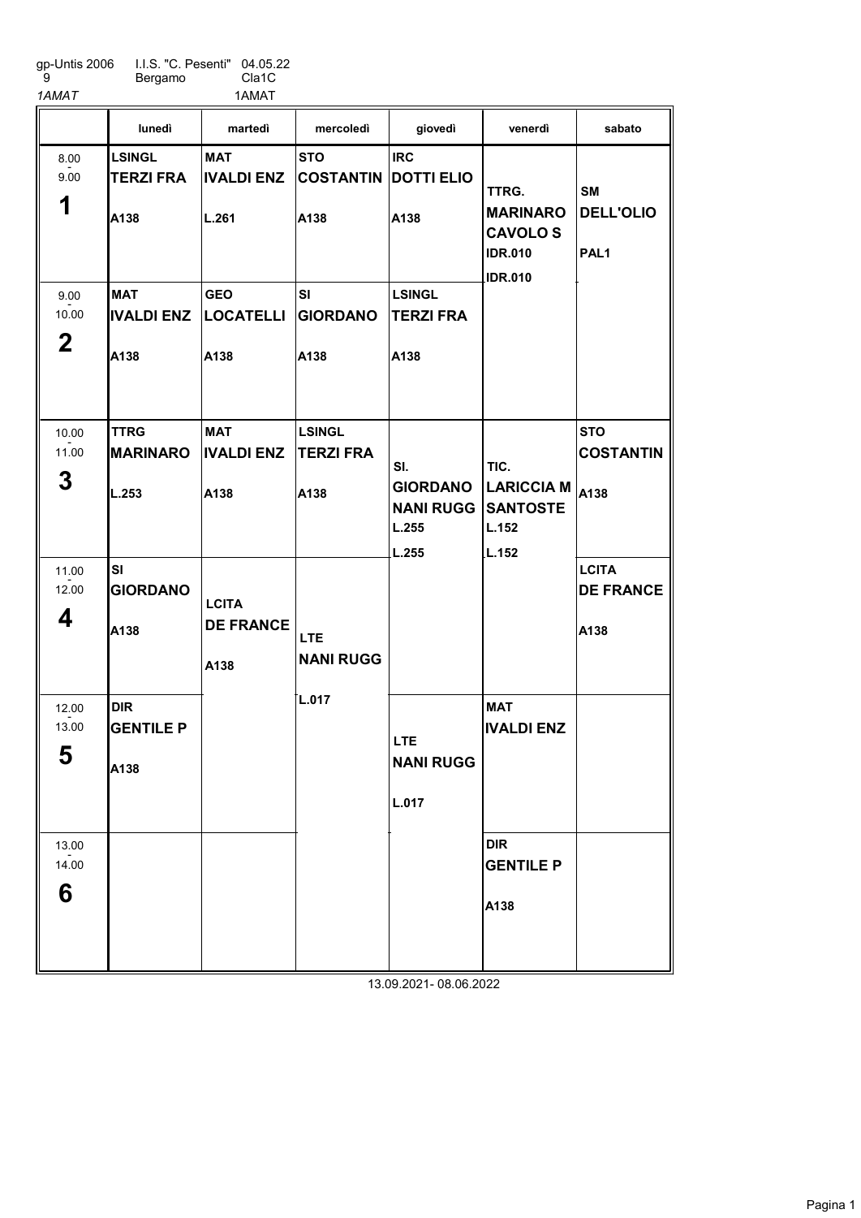gp-Untis 2006 I.I.S. "C. Pesenti" 04.05.22
9 Bergamo Cla1C
*1AMAT* 1AMAT

| | lunedì | martedì | mercoledì | giovedì | venerdì | sabato |
|---|---|---|---|---|---|---|
| 8.00 - 9.00 **1** | **LSINGL** **TERZI FRA** A138 | **MAT** **IVALDI ENZ** L.261 | **STO** **COSTANTIN** A138 | **IRC** **DOTTI ELIO** A138 | **TTRG.** **MARINARO** **CAVOLO S** IDR.010 IDR.010 | **SM** **DELL'OLIO** PAL1 |
| 9.00 - 10.00 **2** | **MAT** **IVALDI ENZ** A138 | **GEO** **LOCATELLI** A138 | **SI** **GIORDANO** A138 | **LSINGL** **TERZI FRA** A138 | | |
| 10.00 - 11.00 **3** | **TTRG** **MARINARO** L.253 | **MAT** **IVALDI ENZ** A138 | **LSINGL** **TERZI FRA** A138 | **SI.** **GIORDANO** **NANI RUGG** L.255 L.255 | **TIC.** **LARICCIA M** **SANTOSTE** L.152 L.152 | **STO** **COSTANTIN** A138 |
| 11.00 - 12.00 **4** | **SI** **GIORDANO** A138 | **LCITA** **DE FRANCE** A138 | **LTE** **NANI RUGG** L.017 | | | **LCITA** **DE FRANCE** A138 |
| 12.00 - 13.00 **5** | **DIR** **GENTILE P** A138 | | | **LTE** **NANI RUGG** L.017 | **MAT** **IVALDI ENZ** | |
| 13.00 - 14.00 **6** | | | | | **DIR** **GENTILE P** A138 | |

13.09.2021- 08.06.2022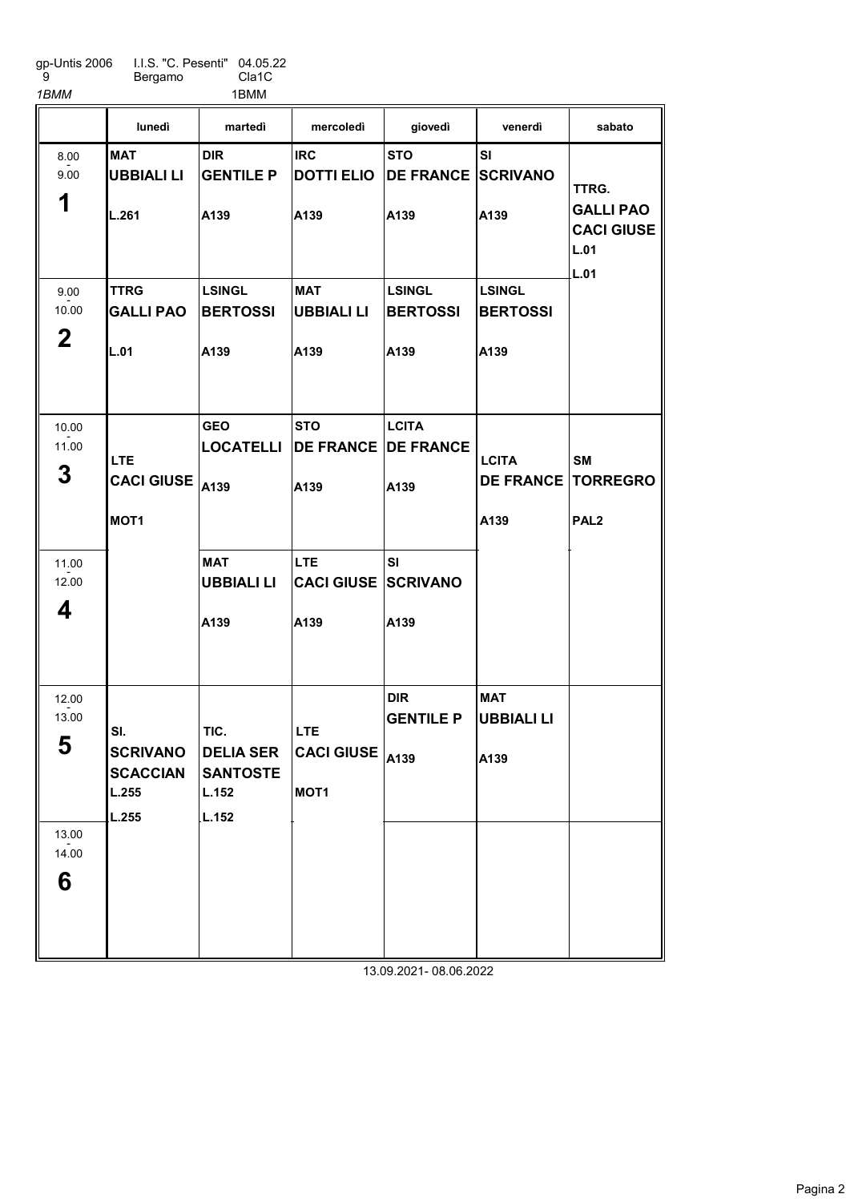gp-Untis 2006 I.I.S. "C. Pesenti" 04.05.22
9 Bergamo Cla1C

*1BMM* 1BMM

| | lunedì | martedì | mercoledì | giovedì | venerdì | sabato |
|---|---|---|---|---|---|---|
| 8.00 - 9.00 **1** | **MAT** **UBBIALI LI** L.261 | **DIR** **GENTILE P** A139 | **IRC** **DOTTI ELIO** A139 | **STO** **DE FRANCE** A139 | **SI** **SCRIVANO** A139 | **TTRG.** **GALLI PAO** **CACI GIUSE** L.01 L.01 |
| 9.00 - 10.00 **2** | **TTRG** **GALLI PAO** L.01 | **LSINGL** **BERTOSSI** A139 | **MAT** **UBBIALI LI** A139 | **LSINGL** **BERTOSSI** A139 | **LSINGL** **BERTOSSI** A139 | |
| 10.00 - 11.00 **3** | **LTE** **CACI GIUSE** MOT1 | **GEO** **LOCATELLI** A139 | **STO** **DE FRANCE** A139 | **LCITA** **DE FRANCE** A139 | **LCITA** **DE FRANCE** A139 | **SM** **TORREGRO** PAL2 |
| 11.00 - 12.00 **4** | | **MAT** **UBBIALI LI** A139 | **LTE** **CACI GIUSE** A139 | **SI** **SCRIVANO** A139 | | |
| 12.00 - 13.00 **5** | **SI.** **SCRIVANO** **SCACCIAN** L.255 L.255 | **TIC.** **DELIA SER** **SANTOSTE** L.152 L.152 | **LTE** **CACI GIUSE** MOT1 | **DIR** **GENTILE P** A139 | **MAT** **UBBIALI LI** A139 | |
| 13.00 - 14.00 **6** | | | | | | |

13.09.2021- 08.06.2022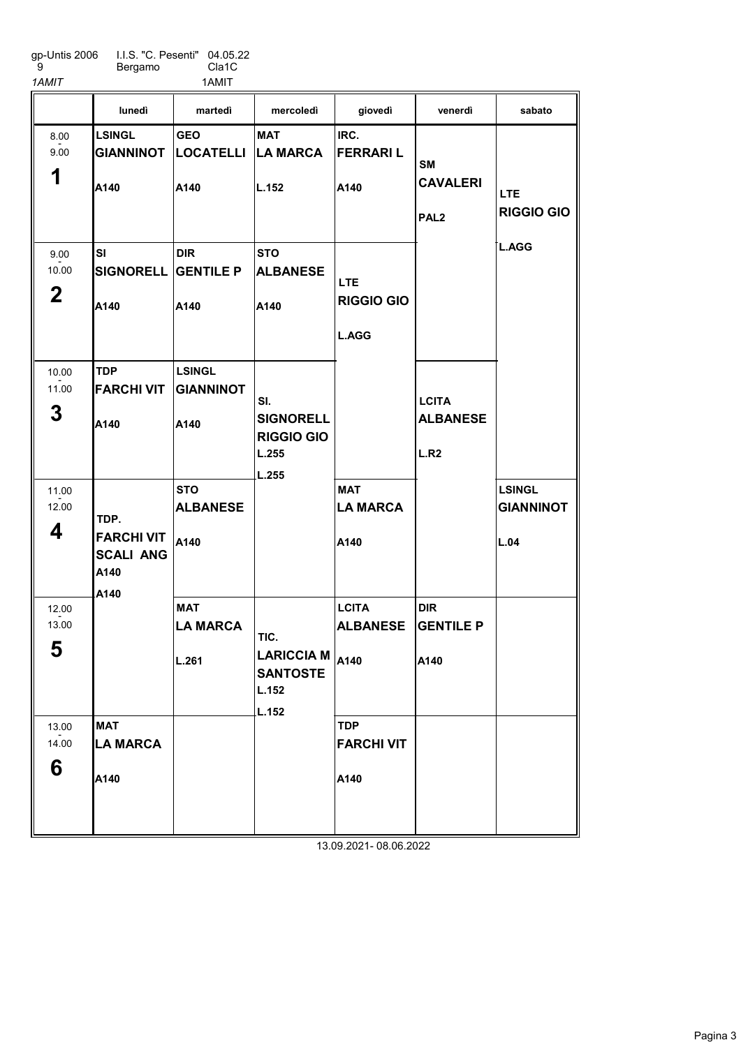gp-Untis 2006 I.I.S. "C. Pesenti" 04.05.22
9 Bergamo Cla1C
*1AMIT* 1AMIT

| | lunedì | martedì | mercoledì | giovedì | venerdì | sabato |
|---|---|---|---|---|---|---|
| 8.00 - 9.00 **1** | **LSINGL** **GIANNINOT** **A140** | **GEO** **LOCATELLI** **A140** | **MAT** **LA MARCA** **L.152** | **IRC.** **FERRARI L** **A140** | **SM** **CAVALERI** **PAL2** | **LTE** **RIGGIO GIO** **L.AGG** |
| 9.00 - 10.00 **2** | **SI** **SIGNORELL** **A140** | **DIR** **GENTILE P** **A140** | **STO** **ALBANESE** **A140** | **LTE** **RIGGIO GIO** **L.AGG** | | |
| 10.00 - 11.00 **3** | **TDP** **FARCHI VIT** **A140** | **LSINGL** **GIANNINOT** **A140** | **SI.** **SIGNORELL** **RIGGIO GIO** **L.255** **L.255** | | **LCITA** **ALBANESE** **L.R2** | |
| 11.00 - 12.00 **4** | **TDP.** **FARCHI VIT** **SCALI ANG** **A140** **A140** | **STO** **ALBANESE** **A140** | | **MAT** **LA MARCA** **A140** | | **LSINGL** **GIANNINOT** **L.04** |
| 12.00 - 13.00 **5** | | **MAT** **LA MARCA** **L.261** | **TIC.** **LARICCIA M** **SANTOSTE** **L.152** **L.152** | **LCITA** **ALBANESE** **A140** | **DIR** **GENTILE P** **A140** | |
| 13.00 - 14.00 **6** | **MAT** **LA MARCA** **A140** | | | **TDP** **FARCHI VIT** **A140** | | |

13.09.2021- 08.06.2022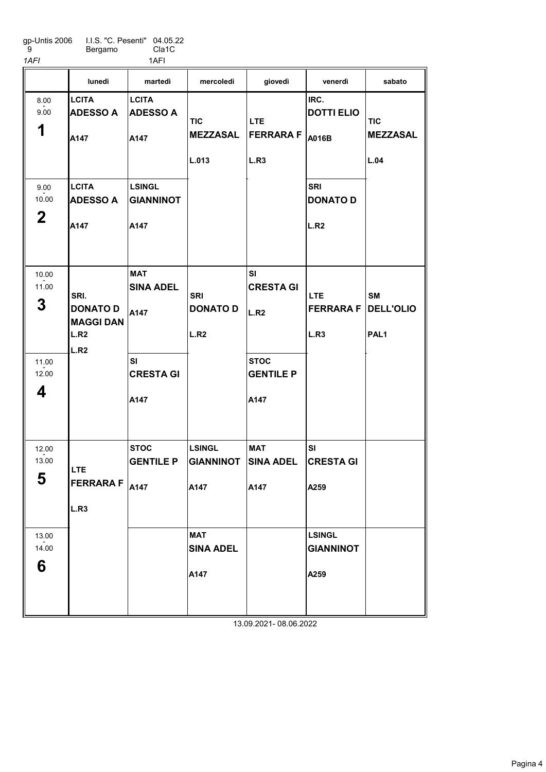gp-Untis 2006 9 | I.I.S. "C. Pesenti" Bergamo | 04.05.22 Cla1C

1AFI | 1AFI

| | lunedì | martedì | mercoledì | giovedì | venerdì | sabato |
|---|---|---|---|---|---|---|
| 8.00 - 9.00 **1** | **LCITA** **ADESSO A** **A147** | **LCITA** **ADESSO A** **A147** | **TIC** **MEZZASAL** **L.013** | **LTE** **FERRARA F** **L.R3** | **IRC.** **DOTTI ELIO** **A016B** | **TIC** **MEZZASAL** **L.04** |
| 9.00 - 10.00 **2** | **LCITA** **ADESSO A** **A147** | **LSINGL** **GIANNINOT** **A147** | | | **SRI** **DONATO D** **L.R2** | |
| 10.00 - 11.00 **3** | **SRI.** **DONATO D** **MAGGI DAN** **L.R2** **L.R2** | **MAT** **SINA ADEL** **A147** | **SRI** **DONATO D** **L.R2** | **SI** **CRESTA GI** **L.R2** | **LTE** **FERRARA F** **L.R3** | **SM** **DELL'OLIO** **PAL1** |
| 11.00 - 12.00 **4** | | **SI** **CRESTA GI** **A147** | | **STOC** **GENTILE P** **A147** | | |
| 12.00 - 13.00 **5** | **LTE** **FERRARA F** **L.R3** | **STOC** **GENTILE P** **A147** | **LSINGL** **GIANNINOT** **A147** | **MAT** **SINA ADEL** **A147** | **SI** **CRESTA GI** **A259** | |
| 13.00 - 14.00 **6** | | | **MAT** **SINA ADEL** **A147** | | **LSINGL** **GIANNINOT** **A259** | |

13.09.2021- 08.06.2022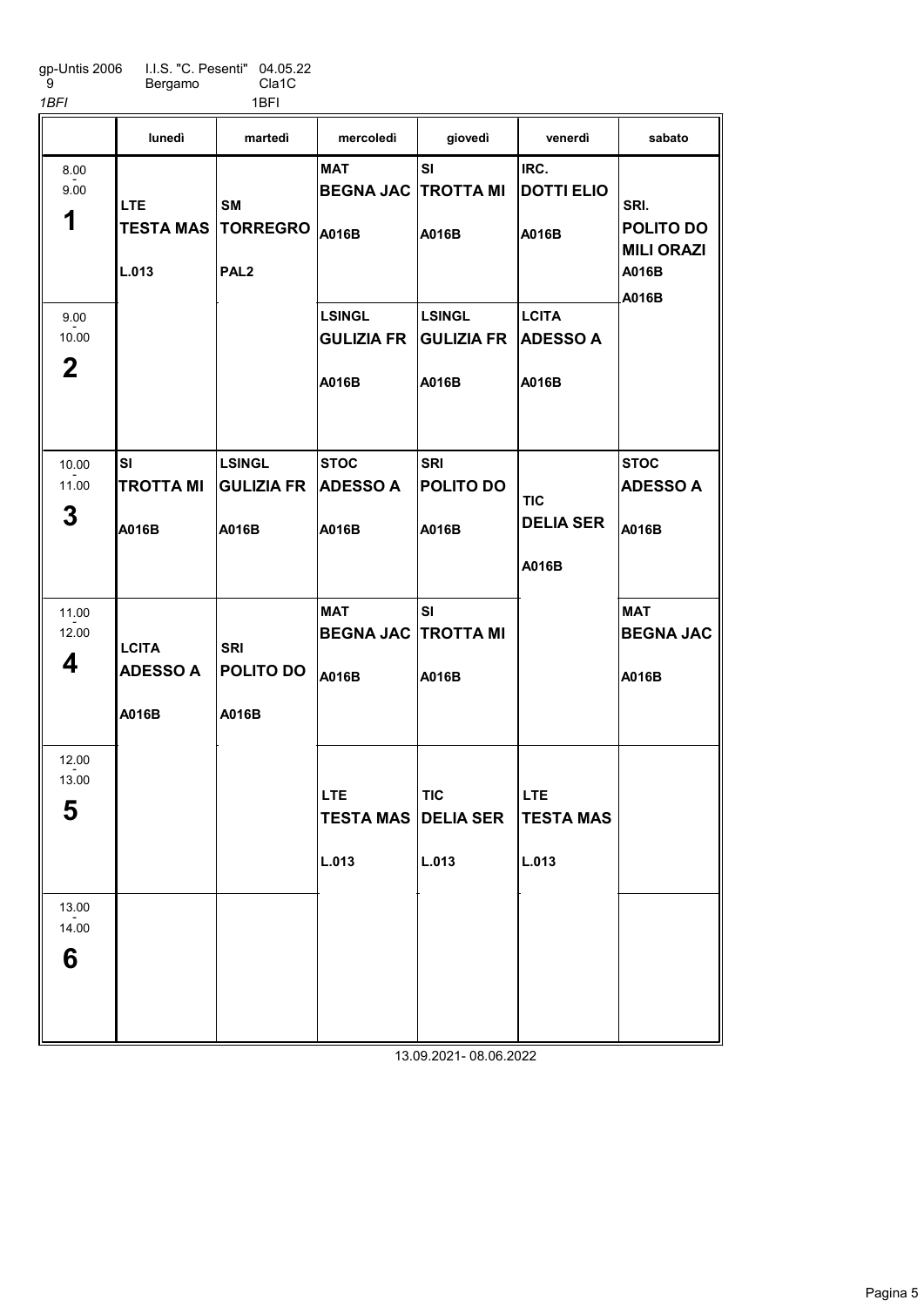gp-Untis 2006 I.I.S. "C. Pesenti" 04.05.22
9 Bergamo Cla1C

*1BFI* 1BFI

| | lunedì | martedì | mercoledì | giovedì | venerdì | sabato |
|---|---|---|---|---|---|---|
| 8.00 - 9.00 **1** | **LTE** **TESTA MAS** **L.013** | **SM** **TORREGRO** **PAL2** | **MAT** **BEGNA JAC** **A016B** | **SI** **TROTTA MI** **A016B** | **IRC.** **DOTTI ELIO** **A016B** | **SRI.** **POLITO DO** **MILI ORAZI** **A016B** **A016B** |
| 9.00 - 10.00 **2** | | | **LSINGL** **GULIZIA FR** **A016B** | **LSINGL** **GULIZIA FR** **A016B** | **LCITA** **ADESSO A** **A016B** | |
| 10.00 - 11.00 **3** | **SI** **TROTTA MI** **A016B** | **LSINGL** **GULIZIA FR** **A016B** | **STOC** **ADESSO A** **A016B** | **SRI** **POLITO DO** **A016B** | **TIC** **DELIA SER** **A016B** | **STOC** **ADESSO A** **A016B** |
| 11.00 - 12.00 **4** | **LCITA** **ADESSO A** **A016B** | **SRI** **POLITO DO** **A016B** | **MAT** **BEGNA JAC** **A016B** | **SI** **TROTTA MI** **A016B** | | **MAT** **BEGNA JAC** **A016B** |
| 12.00 - 13.00 **5** | | | **LTE** **TESTA MAS** **L.013** | **TIC** **DELIA SER** **L.013** | **LTE** **TESTA MAS** **L.013** | |
| 13.00 - 14.00 **6** | | | | | | |

13.09.2021- 08.06.2022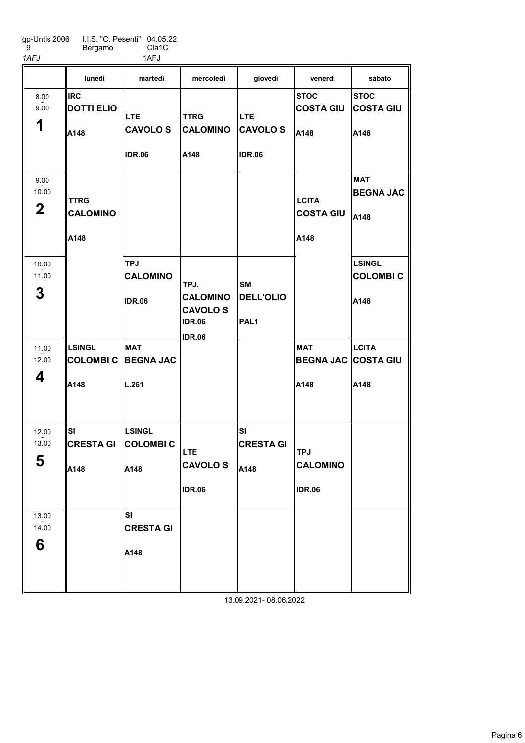gp-Untis 2006 I.I.S. "C. Pesenti" 04.05.22
9 Bergamo Cla1C
*1AFJ* 1AFJ

| | lunedì | martedì | mercoledì | giovedì | venerdì | sabato |
|---|---|---|---|---|---|---|
| 8.00 - 9.00 **1** | **IRC** **DOTTI ELIO** **A148** | **LTE** **CAVOLO S** **IDR.06** | **TTRG** **CALOMINO** **A148** | **LTE** **CAVOLO S** **IDR.06** | **STOC** **COSTA GIU** **A148** | **STOC** **COSTA GIU** **A148** |
| 9.00 - 10.00 **2** | **TTRG** **CALOMINO** **A148** | | | | **LCITA** **COSTA GIU** **A148** | **MAT** **BEGNA JAC** **A148** |
| 10.00 - 11.00 **3** | | **TPJ** **CALOMINO** **IDR.06** | **TPJ.** **CALOMINO** **CAVOLO S** **IDR.06** **IDR.06** | **SM** **DELL'OLIO** **PAL1** | | **LSINGL** **COLOMBI C** **A148** |
| 11.00 - 12.00 **4** | **LSINGL** **COLOMBI C** **A148** | **MAT** **BEGNA JAC** **L.261** | | | **MAT** **BEGNA JAC** **A148** | **LCITA** **COSTA GIU** **A148** |
| 12.00 - 13.00 **5** | **SI** **CRESTA GI** **A148** | **LSINGL** **COLOMBI C** **A148** | **LTE** **CAVOLO S** **IDR.06** | **SI** **CRESTA GI** **A148** | **TPJ** **CALOMINO** **IDR.06** | |
| 13.00 - 14.00 **6** | | **SI** **CRESTA GI** **A148** | | | | |

13.09.2021- 08.06.2022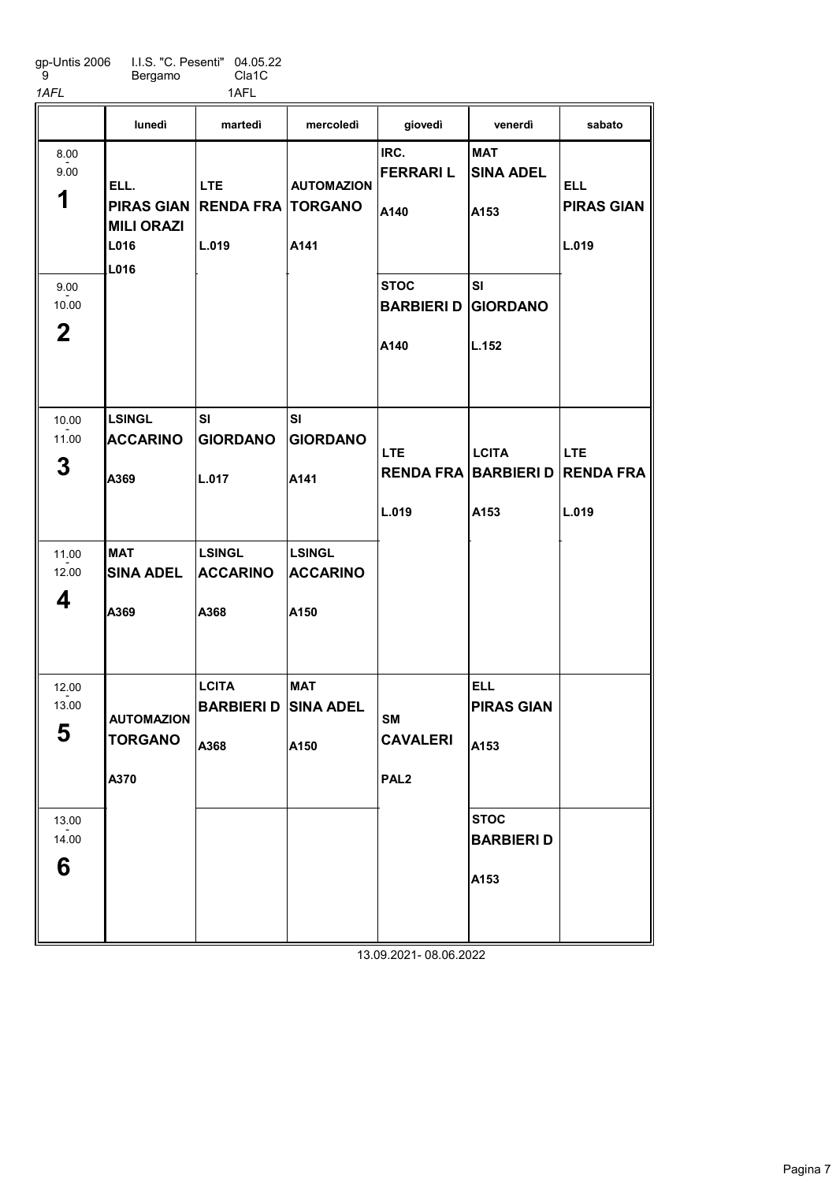gp-Untis 2006 I.I.S. "C. Pesenti" 04.05.22
9 Bergamo Cla1C

*1AFL* 1AFL

| | lunedì | martedì | mercoledì | giovedì | venerdì | sabato |
|---|---|---|---|---|---|---|
| 8.00 - 9.00 **1** | ELL. **PIRAS GIAN** **MILI ORAZI** L016 L016 | LTE **RENDA FRA** L.019 | AUTOMAZION **TORGANO** A141 | IRC. **FERRARI L** A140 | MAT **SINA ADEL** A153 | ELL **PIRAS GIAN** L.019 |
| 9.00 - 10.00 **2** | | | | STOC **BARBIERI D** A140 | SI **GIORDANO** L.152 | |
| 10.00 - 11.00 **3** | LSINGL **ACCARINO** A369 | SI **GIORDANO** L.017 | SI **GIORDANO** A141 | LTE **RENDA FRA** L.019 | LCITA **BARBIERI D** A153 | LTE **RENDA FRA** L.019 |
| 11.00 - 12.00 **4** | MAT **SINA ADEL** A369 | LSINGL **ACCARINO** A368 | LSINGL **ACCARINO** A150 | | | |
| 12.00 - 13.00 **5** | AUTOMAZION **TORGANO** A370 | LCITA **BARBIERI D** A368 | MAT **SINA ADEL** A150 | SM **CAVALERI** PAL2 | ELL **PIRAS GIAN** A153 | |
| 13.00 - 14.00 **6** | | | | | STOC **BARBIERI D** A153 | |

13.09.2021- 08.06.2022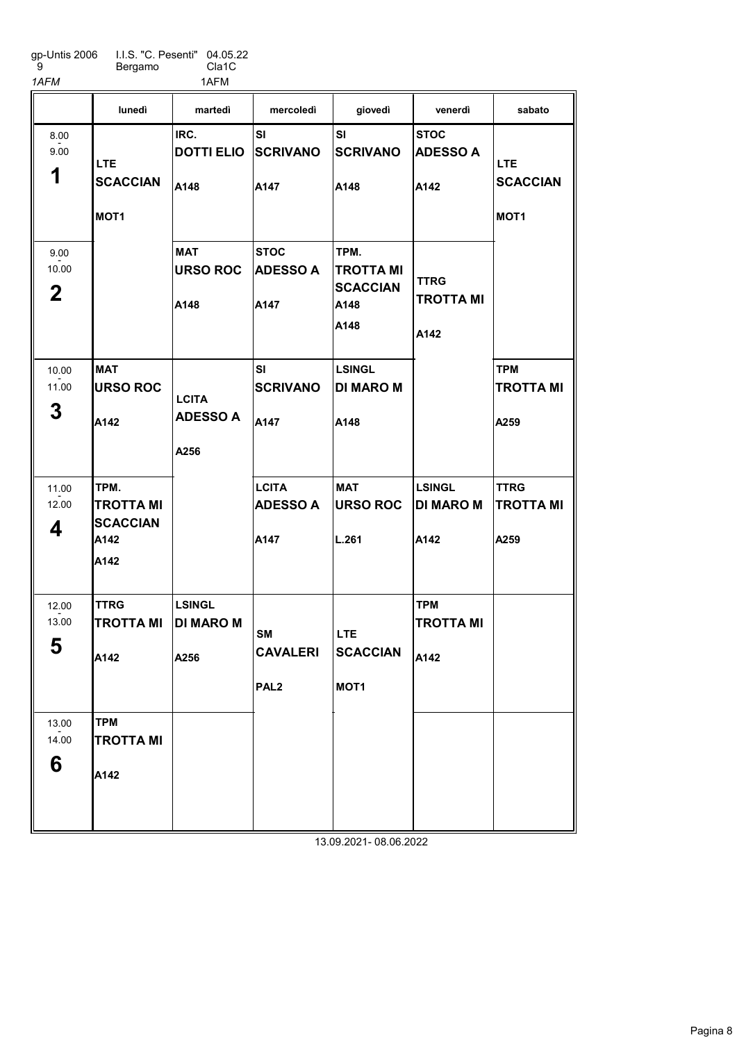gp-Untis 2006 9 | I.I.S. "C. Pesenti" Bergamo | 04.05.22 Cla1C

*1AFM* 1AFM

| | lunedì | martedì | mercoledì | giovedì | venerdì | sabato |
|---|---|---|---|---|---|---|
| 8.00 - 9.00 **1** | **LTE** **SCACCIAN** **MOT1** | **IRC.** **DOTTI ELIO** **A148** | **SI** **SCRIVANO** **A147** | **SI** **SCRIVANO** **A148** | **STOC** **ADESSO A** **A142** | **LTE** **SCACCIAN** **MOT1** |
| 9.00 - 10.00 **2** | | **MAT** **URSO ROC** **A148** | **STOC** **ADESSO A** **A147** | **TPM.** **TROTTA MI** **SCACCIAN** **A148** **A148** | **TTRG** **TROTTA MI** **A142** | |
| 10.00 - 11.00 **3** | **MAT** **URSO ROC** **A142** | **LCITA** **ADESSO A** **A256** | **SI** **SCRIVANO** **A147** | **LSINGL** **DI MARO M** **A148** | | **TPM** **TROTTA MI** **A259** |
| 11.00 - 12.00 **4** | **TPM.** **TROTTA MI** **SCACCIAN** **A142** **A142** | | **LCITA** **ADESSO A** **A147** | **MAT** **URSO ROC** **L.261** | **LSINGL** **DI MARO M** **A142** | **TTRG** **TROTTA MI** **A259** |
| 12.00 - 13.00 **5** | **TTRG** **TROTTA MI** **A142** | **LSINGL** **DI MARO M** **A256** | **SM** **CAVALERI** **PAL2** | **LTE** **SCACCIAN** **MOT1** | **TPM** **TROTTA MI** **A142** | |
| 13.00 - 14.00 **6** | **TPM** **TROTTA MI** **A142** | | | | | |

13.09.2021- 08.06.2022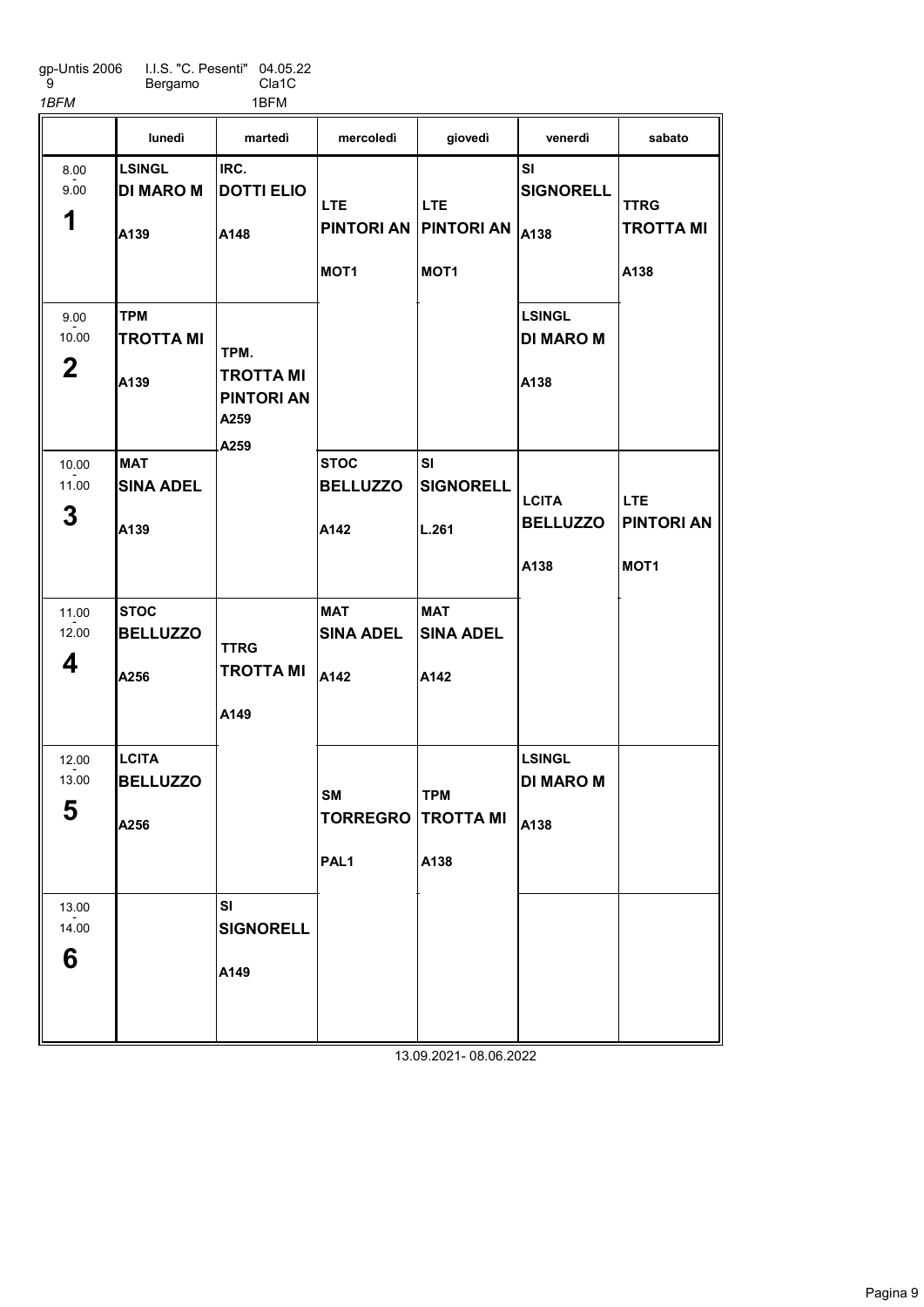gp-Untis 2006 9 | I.I.S. "C. Pesenti" Bergamo | 04.05.22 Cla1C

*1BFM* 1BFM

| | lunedì | martedì | mercoledì | giovedì | venerdì | sabato |
|---|---|---|---|---|---|---|
| 8.00 - 9.00 **1** | **LSINGL** **DI MARO M** A139 | **IRC.** **DOTTI ELIO** A148 | **LTE** **PINTORI AN** MOT1 | **LTE** **PINTORI AN** MOT1 | **SI** **SIGNORELL** A138 | **TTRG** **TROTTA MI** A138 |
| 9.00 - 10.00 **2** | **TPM** **TROTTA MI** A139 | **TPM.** **TROTTA MI** **PINTORI AN** A259 A259 | | | **LSINGL** **DI MARO M** A138 | |
| 10.00 - 11.00 **3** | **MAT** **SINA ADEL** A139 | | **STOC** **BELLUZZO** A142 | **SI** **SIGNORELL** L.261 | **LCITA** **BELLUZZO** A138 | **LTE** **PINTORI AN** MOT1 |
| 11.00 - 12.00 **4** | **STOC** **BELLUZZO** A256 | **TTRG** **TROTTA MI** A149 | **MAT** **SINA ADEL** A142 | **MAT** **SINA ADEL** A142 | | |
| 12.00 - 13.00 **5** | **LCITA** **BELLUZZO** A256 | | **SM** **TORREGRO** PAL1 | **TPM** **TROTTA MI** A138 | **LSINGL** **DI MARO M** A138 | |
| 13.00 - 14.00 **6** | | **SI** **SIGNORELL** A149 | | | | |

13.09.2021- 08.06.2022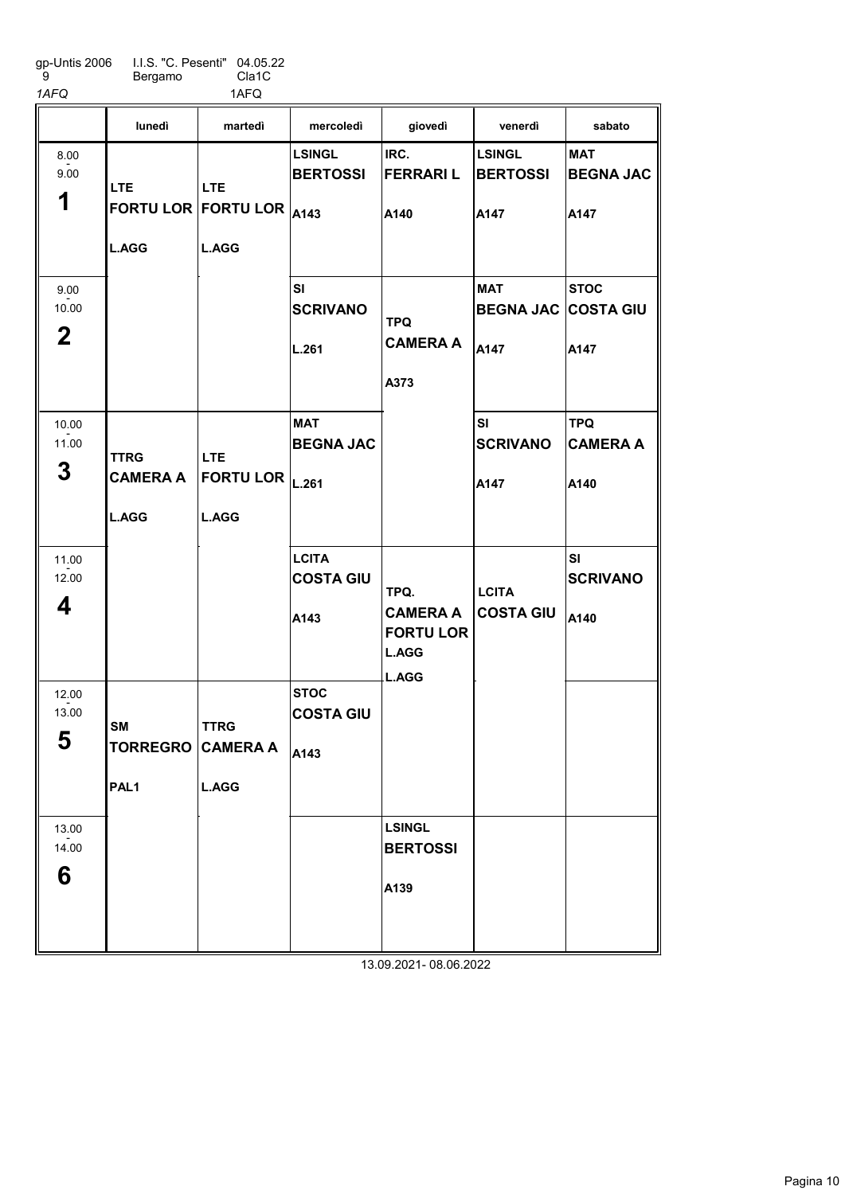gp-Untis 2006 I.I.S. "C. Pesenti" 04.05.22
9 Bergamo Cla1C
*1AFQ* 1AFQ

| | lunedì | martedì | mercoledì | giovedì | venerdì | sabato |
|---|---|---|---|---|---|---|
| 8.00 - 9.00 **1** | **LTE** **FORTU LOR** **L.AGG** | **LTE** **FORTU LOR** **L.AGG** | **LSINGL** **BERTOSSI** **A143** | **IRC.** **FERRARI L** **A140** | **LSINGL** **BERTOSSI** **A147** | **MAT** **BEGNA JAC** **A147** |
| 9.00 - 10.00 **2** | | | **SI** **SCRIVANO** **L.261** | **TPQ** **CAMERA A** **A373** | **MAT** **BEGNA JAC** **A147** | **STOC** **COSTA GIU** **A147** |
| 10.00 - 11.00 **3** | **TTRG** **CAMERA A** **L.AGG** | **LTE** **FORTU LOR** **L.AGG** | **MAT** **BEGNA JAC** **L.261** | | **SI** **SCRIVANO** **A147** | **TPQ** **CAMERA A** **A140** |
| 11.00 - 12.00 **4** | | | **LCITA** **COSTA GIU** **A143** | **TPQ.** **CAMERA A** **FORTU LOR** **L.AGG** **L.AGG** | **LCITA** **COSTA GIU** | **SI** **SCRIVANO** **A140** |
| 12.00 - 13.00 **5** | **SM** **TORREGRO** **PAL1** | **TTRG** **CAMERA A** **L.AGG** | **STOC** **COSTA GIU** **A143** | | | |
| 13.00 - 14.00 **6** | | | | **LSINGL** **BERTOSSI** **A139** | | |

13.09.2021- 08.06.2022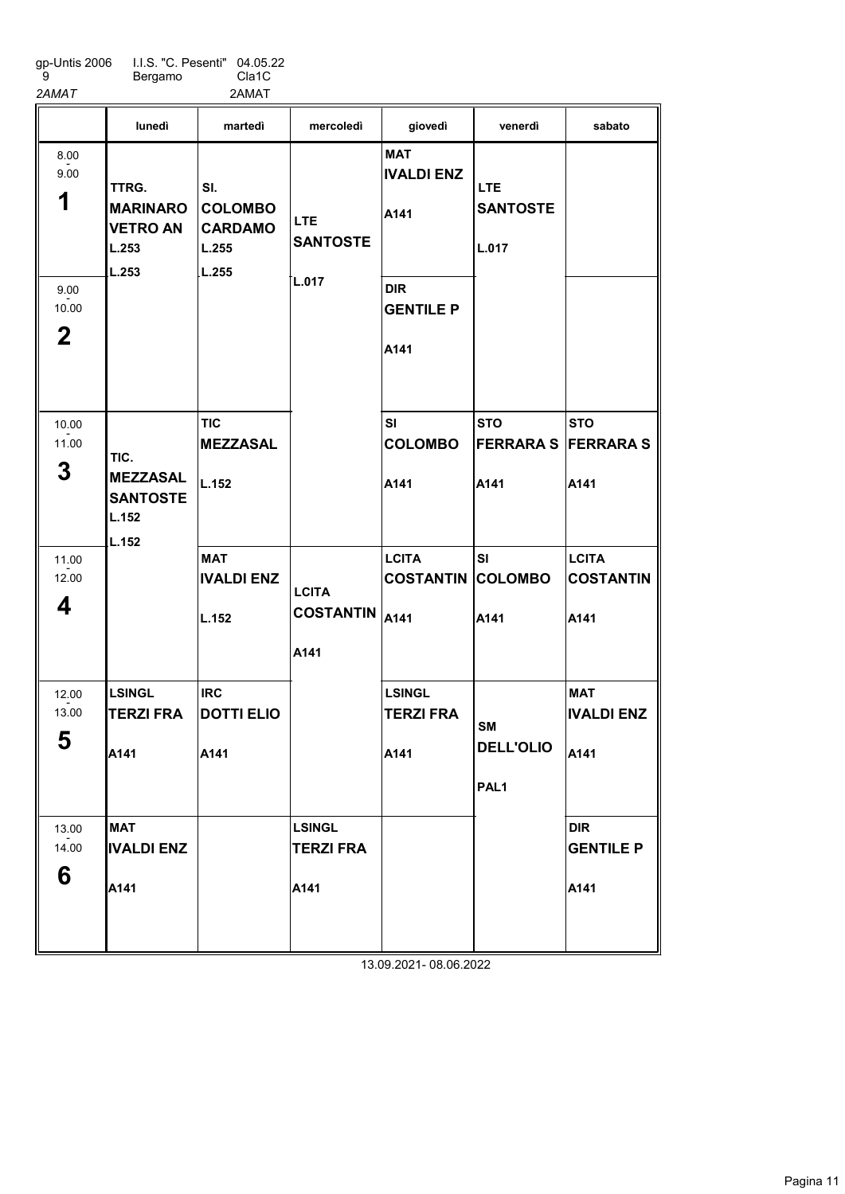gp-Untis 2006 I.I.S. "C. Pesenti" 04.05.22
9 Bergamo Cla1C
*2AMAT* 2AMAT

| | lunedì | martedì | mercoledì | giovedì | venerdì | sabato |
|---|---|---|---|---|---|---|
| 8.00 - 9.00 **1** | TTRG. MARINARO VETRO AN L.253 L.253 | SI. COLOMBO CARDAMO L.255 L.255 | LTE SANTOSTE L.017 | MAT IVALDI ENZ A141 | LTE SANTOSTE L.017 | |
| 9.00 - 10.00 **2** | | | | DIR GENTILE P A141 | | |
| 10.00 - 11.00 **3** | TIC. MEZZASAL SANTOSTE L.152 L.152 | TIC MEZZASAL L.152 | | SI COLOMBO A141 | STO FERRARA S A141 | STO FERRARA S A141 |
| 11.00 - 12.00 **4** | | MAT IVALDI ENZ L.152 | LCITA COSTANTIN A141 | LCITA COSTANTIN A141 | SI COLOMBO A141 | LCITA COSTANTIN A141 |
| 12.00 - 13.00 **5** | LSINGL TERZI FRA A141 | IRC DOTTI ELIO A141 | | LSINGL TERZI FRA A141 | SM DELL'OLIO PAL1 | MAT IVALDI ENZ A141 |
| 13.00 - 14.00 **6** | MAT IVALDI ENZ A141 | | LSINGL TERZI FRA A141 | | | DIR GENTILE P A141 |

13.09.2021- 08.06.2022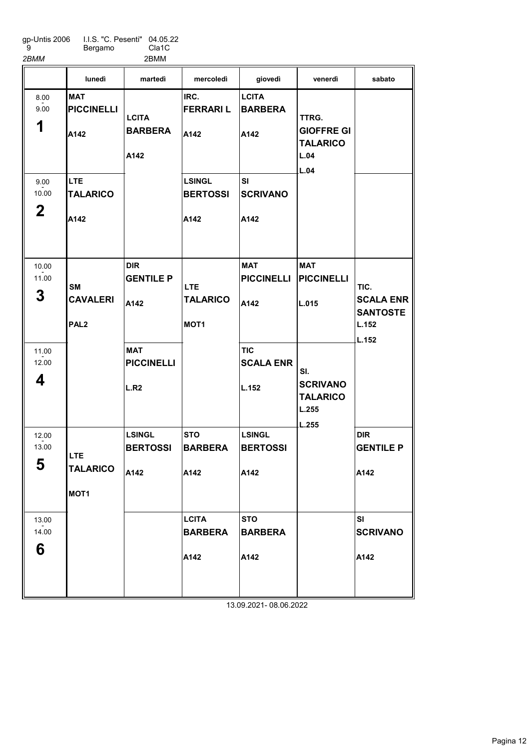gp-Untis 2006 I.I.S. "C. Pesenti" 04.05.22
9 Bergamo Cla1C
*2BMM* 2BMM

| | lunedì | martedì | mercoledì | giovedì | venerdì | sabato |
|---|---|---|---|---|---|---|
| 8.00 - 9.00 **1** | **MAT** **PICCINELLI** A142 | **LCITA** **BARBERA** A142 | **IRC.** **FERRARI L** A142 | **LCITA** **BARBERA** A142 | **TTRG.** **GIOFFRE GI** **TALARICO** L.04 L.04 | |
| 9.00 - 10.00 **2** | **LTE** **TALARICO** A142 | | **LSINGL** **BERTOSSI** A142 | **SI** **SCRIVANO** A142 | | |
| 10.00 - 11.00 **3** | **SM** **CAVALERI** PAL2 | **DIR** **GENTILE P** A142 | **LTE** **TALARICO** MOT1 | **MAT** **PICCINELLI** A142 | **MAT** **PICCINELLI** L.015 | **TIC.** **SCALA ENR** **SANTOSTE** L.152 L.152 |
| 11.00 - 12.00 **4** | | **MAT** **PICCINELLI** L.R2 | | **TIC** **SCALA ENR** L.152 | **SI.** **SCRIVANO** **TALARICO** L.255 L.255 | |
| 12.00 - 13.00 **5** | **LTE** **TALARICO** MOT1 | **LSINGL** **BERTOSSI** A142 | **STO** **BARBERA** A142 | **LSINGL** **BERTOSSI** A142 | | **DIR** **GENTILE P** A142 |
| 13.00 - 14.00 **6** | | | **LCITA** **BARBERA** A142 | **STO** **BARBERA** A142 | | **SI** **SCRIVANO** A142 |

13.09.2021- 08.06.2022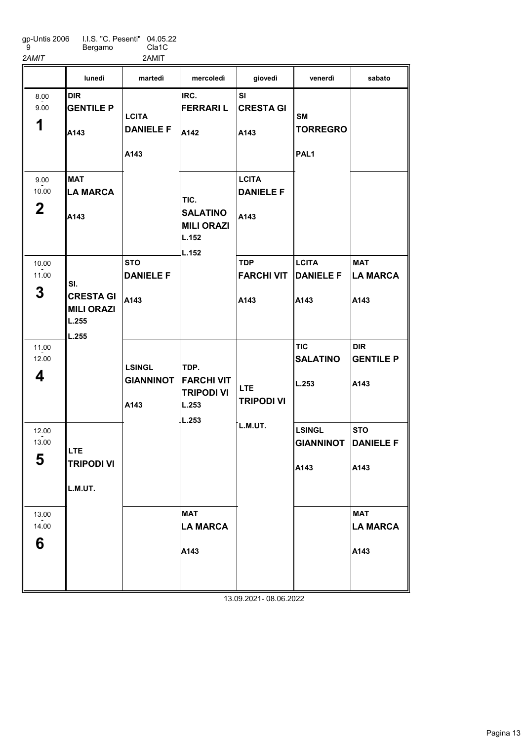gp-Untis 2006 I.I.S. "C. Pesenti" 04.05.22
9 Bergamo Cla1C
2AMIT 2AMIT

| | lunedì | martedì | mercoledì | giovedì | venerdì | sabato |
|---|---|---|---|---|---|---|
| 8.00 - 9.00 **1** | **DIR** **GENTILE P** A143 | **LCITA** **DANIELE F** A143 | **IRC.** **FERRARI L** A142 | **SI** **CRESTA GI** A143 | **SM** **TORREGRO** PAL1 | |
| 9.00 - 10.00 **2** | **MAT** **LA MARCA** A143 | | **TIC.** **SALATINO** **MILI ORAZI** L.152 L.152 | **LCITA** **DANIELE F** A143 | | |
| 10.00 - 11.00 **3** | **SI.** **CRESTA GI** **MILI ORAZI** L.255 L.255 | **STO** **DANIELE F** A143 | | **TDP** **FARCHI VIT** A143 | **LCITA** **DANIELE F** A143 | **MAT** **LA MARCA** A143 |
| 11.00 - 12.00 **4** | | **LSINGL** **GIANNINOT** A143 | **TDP.** **FARCHI VIT** **TRIPODI VI** L.253 L.253 | **LTE** **TRIPODI VI** L.M.UT. | **TIC** **SALATINO** L.253 | **DIR** **GENTILE P** A143 |
| 12.00 - 13.00 **5** | **LTE** **TRIPODI VI** L.M.UT. | | | | **LSINGL** **GIANNINOT** A143 | **STO** **DANIELE F** A143 |
| 13.00 - 14.00 **6** | | | **MAT** **LA MARCA** A143 | | | **MAT** **LA MARCA** A143 |

13.09.2021- 08.06.2022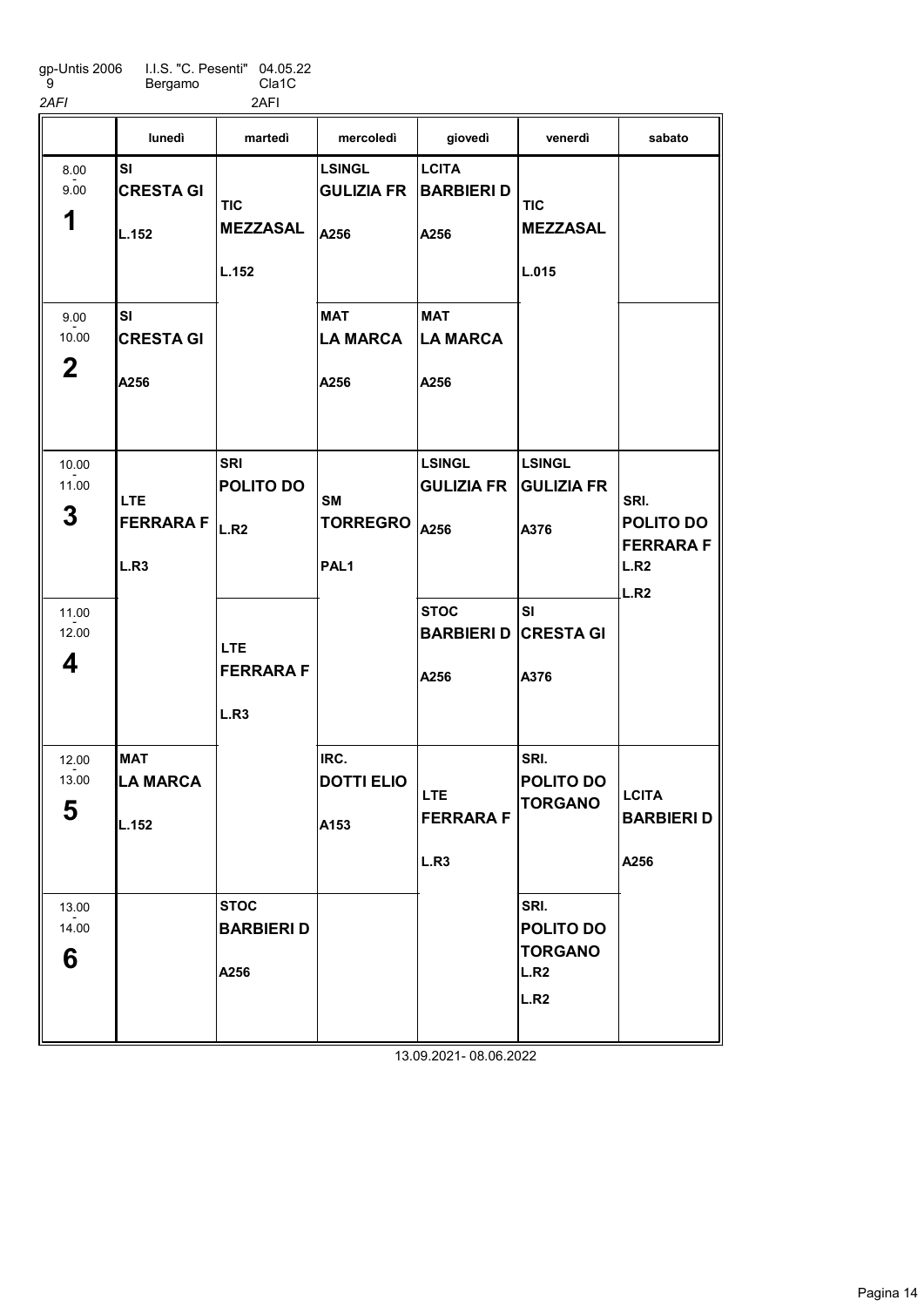gp-Untis 2006 9 | I.I.S. "C. Pesenti" Bergamo | 04.05.22 Cla1C

*2AFI* 2AFI

| | lunedì | martedì | mercoledì | giovedì | venerdì | sabato |
|---|---|---|---|---|---|---|
| 8.00 - 9.00 **1** | SI **CRESTA GI** L.152 | TIC **MEZZASAL** L.152 | LSINGL **GULIZIA FR** A256 | LCITA **BARBIERI D** A256 | TIC **MEZZASAL** L.015 | |
| 9.00 - 10.00 **2** | SI **CRESTA GI** A256 | | MAT **LA MARCA** A256 | MAT **LA MARCA** A256 | | |
| 10.00 - 11.00 **3** | LTE **FERRARA F** L.R3 | SRI **POLITO DO** L.R2 | SM **TORREGRO** PAL1 | LSINGL **GULIZIA FR** A256 | LSINGL **GULIZIA FR** A376 | SRI. **POLITO DO** **FERRARA F** L.R2 L.R2 |
| 11.00 - 12.00 **4** | | LTE **FERRARA F** L.R3 | | STOC **BARBIERI D** A256 | SI **CRESTA GI** A376 | |
| 12.00 - 13.00 **5** | MAT **LA MARCA** L.152 | | IRC. **DOTTI ELIO** A153 | LTE **FERRARA F** L.R3 | SRI. **POLITO DO** **TORGANO** | LCITA **BARBIERI D** A256 |
| 13.00 - 14.00 **6** | | STOC **BARBIERI D** A256 | | | SRI. **POLITO DO** **TORGANO** L.R2 L.R2 | |

13.09.2021- 08.06.2022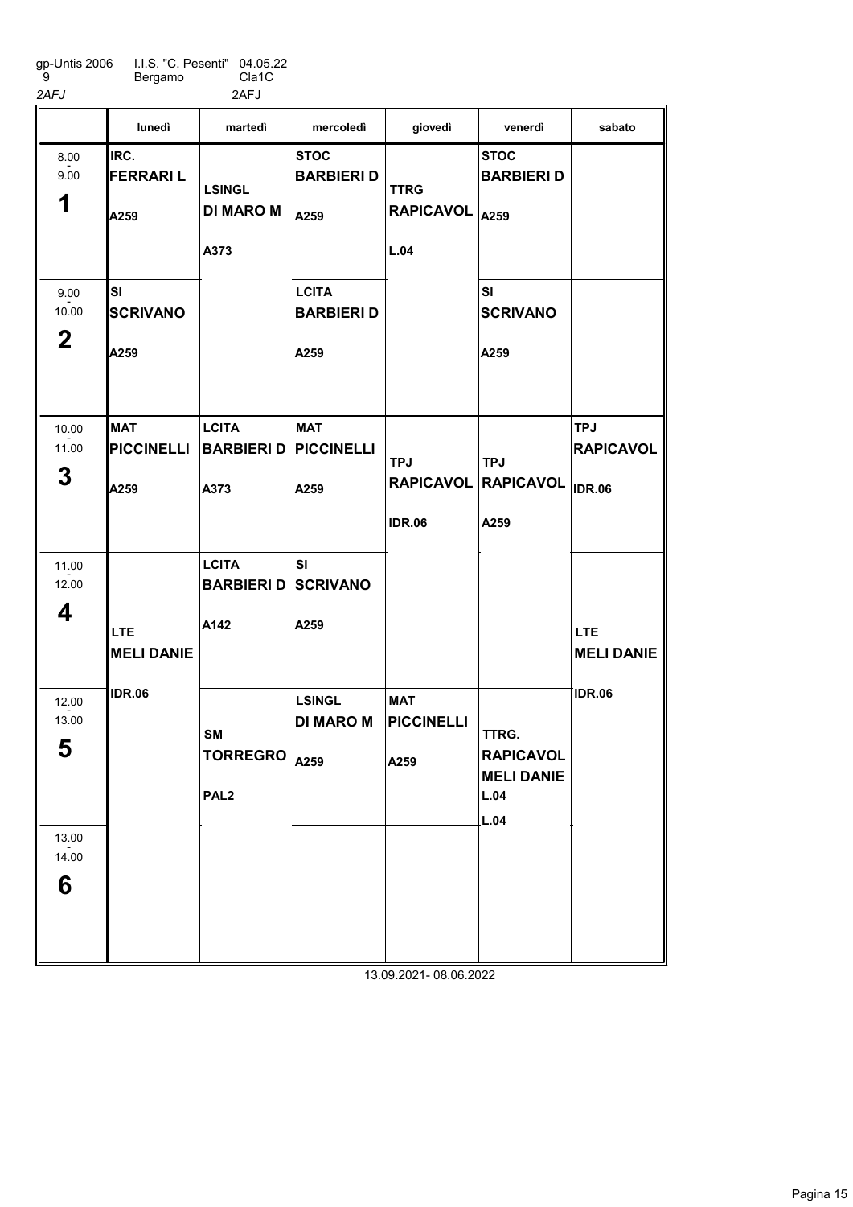gp-Untis 2006 I.I.S. "C. Pesenti" 04.05.22
9 Bergamo Cla1C
*2AFJ* 2AFJ

| | lunedì | martedì | mercoledì | giovedì | venerdì | sabato |
|---|---|---|---|---|---|---|
| 8.00 - 9.00 **1** | **IRC.** **FERRARI L** **A259** | **LSINGL** **DI MARO M** **A373** | **STOC** **BARBIERI D** **A259** | **TTRG** **RAPICAVOL** **L.04** | **STOC** **BARBIERI D** **A259** | |
| 9.00 - 10.00 **2** | **SI** **SCRIVANO** **A259** | | **LCITA** **BARBIERI D** **A259** | | **SI** **SCRIVANO** **A259** | |
| 10.00 - 11.00 **3** | **MAT** **PICCINELLI** **A259** | **LCITA** **BARBIERI D** **A373** | **MAT** **PICCINELLI** **A259** | **TPJ** **RAPICAVOL** **IDR.06** | **TPJ** **RAPICAVOL** **A259** | **TPJ** **RAPICAVOL** **IDR.06** |
| 11.00 - 12.00 **4** | **LTE** **MELI DANIE** **IDR.06** | **LCITA** **BARBIERI D** **A142** | **SI** **SCRIVANO** **A259** | | | **LTE** **MELI DANIE** **IDR.06** |
| 12.00 - 13.00 **5** | | **SM** **TORREGRO** **PAL2** | **LSINGL** **DI MARO M** **A259** | **MAT** **PICCINELLI** **A259** | **TTRG.** **RAPICAVOL** **MELI DANIE** **L.04** **L.04** | |
| 13.00 - 14.00 **6** | | | | | | |

13.09.2021- 08.06.2022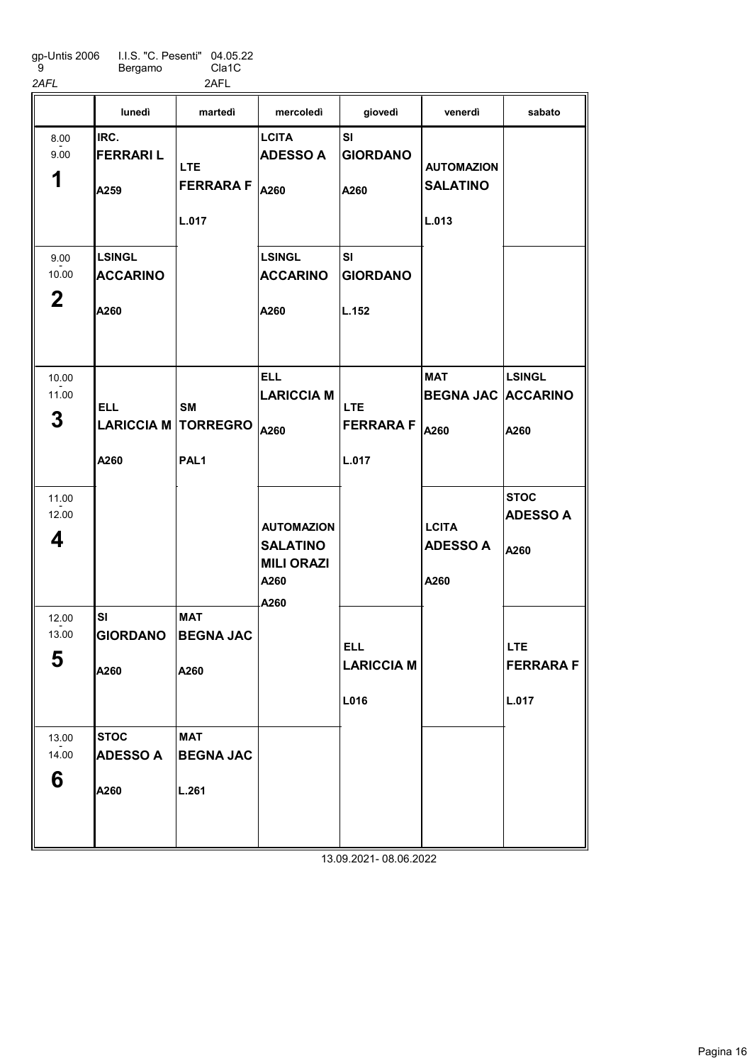gp-Untis 2006 I.I.S. "C. Pesenti" 04.05.22
9 Bergamo Cla1C

*2AFL* 2AFL

| | lunedì | martedì | mercoledì | giovedì | venerdì | sabato |
|---|---|---|---|---|---|---|
| 8.00 - 9.00 **1** | IRC. **FERRARI L** A259 | LTE **FERRARA F** L.017 | LCITA **ADESSO A** A260 | SI **GIORDANO** A260 | AUTOMAZION **SALATINO** L.013 | |
| 9.00 - 10.00 **2** | LSINGL **ACCARINO** A260 | | LSINGL **ACCARINO** A260 | SI **GIORDANO** L.152 | | |
| 10.00 - 11.00 **3** | ELL **LARICCIA M** A260 | SM **TORREGRO** PAL1 | ELL **LARICCIA M** A260 | LTE **FERRARA F** L.017 | MAT **BEGNA JAC** A260 | LSINGL **ACCARINO** A260 |
| 11.00 - 12.00 **4** | | | AUTOMAZION **SALATINO** **MILI ORAZI** A260 A260 | | LCITA **ADESSO A** A260 | STOC **ADESSO A** A260 |
| 12.00 - 13.00 **5** | SI **GIORDANO** A260 | MAT **BEGNA JAC** A260 | | ELL **LARICCIA M** L016 | | LTE **FERRARA F** L.017 |
| 13.00 - 14.00 **6** | STOC **ADESSO A** A260 | MAT **BEGNA JAC** L.261 | | | | |

13.09.2021- 08.06.2022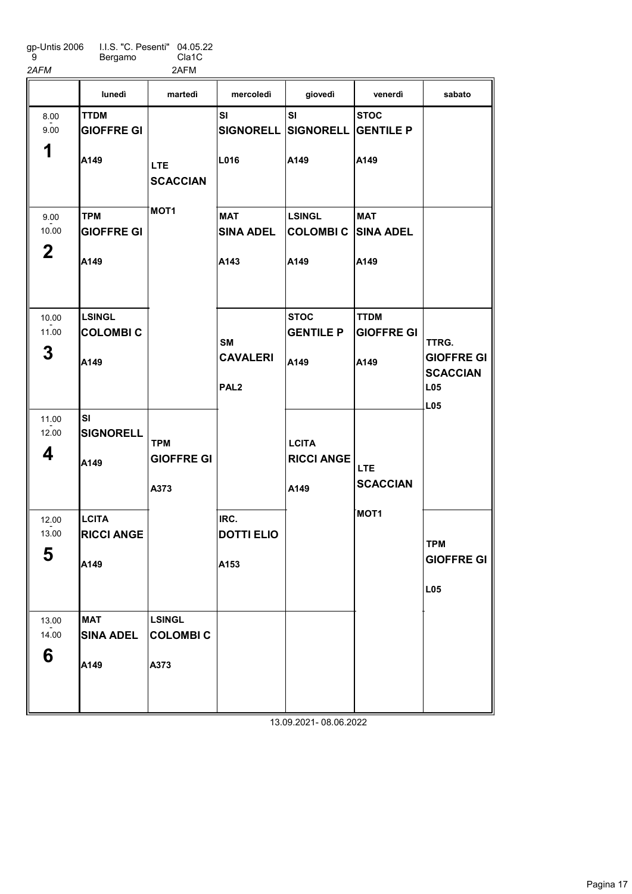gp-Untis 2006 I.I.S. "C. Pesenti" 04.05.22
9 Bergamo Cla1C
*2AFM* 2AFM

| | lunedì | martedì | mercoledì | giovedì | venerdì | sabato |
|---|---|---|---|---|---|---|
| 8.00 - 9.00 **1** | **TTDM** **GIOFFRE GI** **A149** | **LTE** **SCACCIAN** **MOT1** | **SI** **SIGNORELL** **L016** | **SI** **SIGNORELL** **A149** | **STOC** **GENTILE P** **A149** | |
| 9.00 - 10.00 **2** | **TPM** **GIOFFRE GI** **A149** | | **MAT** **SINA ADEL** **A143** | **LSINGL** **COLOMBI C** **A149** | **MAT** **SINA ADEL** **A149** | |
| 10.00 - 11.00 **3** | **LSINGL** **COLOMBI C** **A149** | | **SM** **CAVALERI** **PAL2** | **STOC** **GENTILE P** **A149** | **TTDM** **GIOFFRE GI** **A149** | **TTRG.** **GIOFFRE GI** **SCACCIAN** **L05** **L05** |
| 11.00 - 12.00 **4** | **SI** **SIGNORELL** **A149** | **TPM** **GIOFFRE GI** **A373** | | **LCITA** **RICCI ANGE** **A149** | **LTE** **SCACCIAN** **MOT1** | |
| 12.00 - 13.00 **5** | **LCITA** **RICCI ANGE** **A149** | | **IRC.** **DOTTI ELIO** **A153** | | | **TPM** **GIOFFRE GI** **L05** |
| 13.00 - 14.00 **6** | **MAT** **SINA ADEL** **A149** | **LSINGL** **COLOMBI C** **A373** | | | | |

13.09.2021- 08.06.2022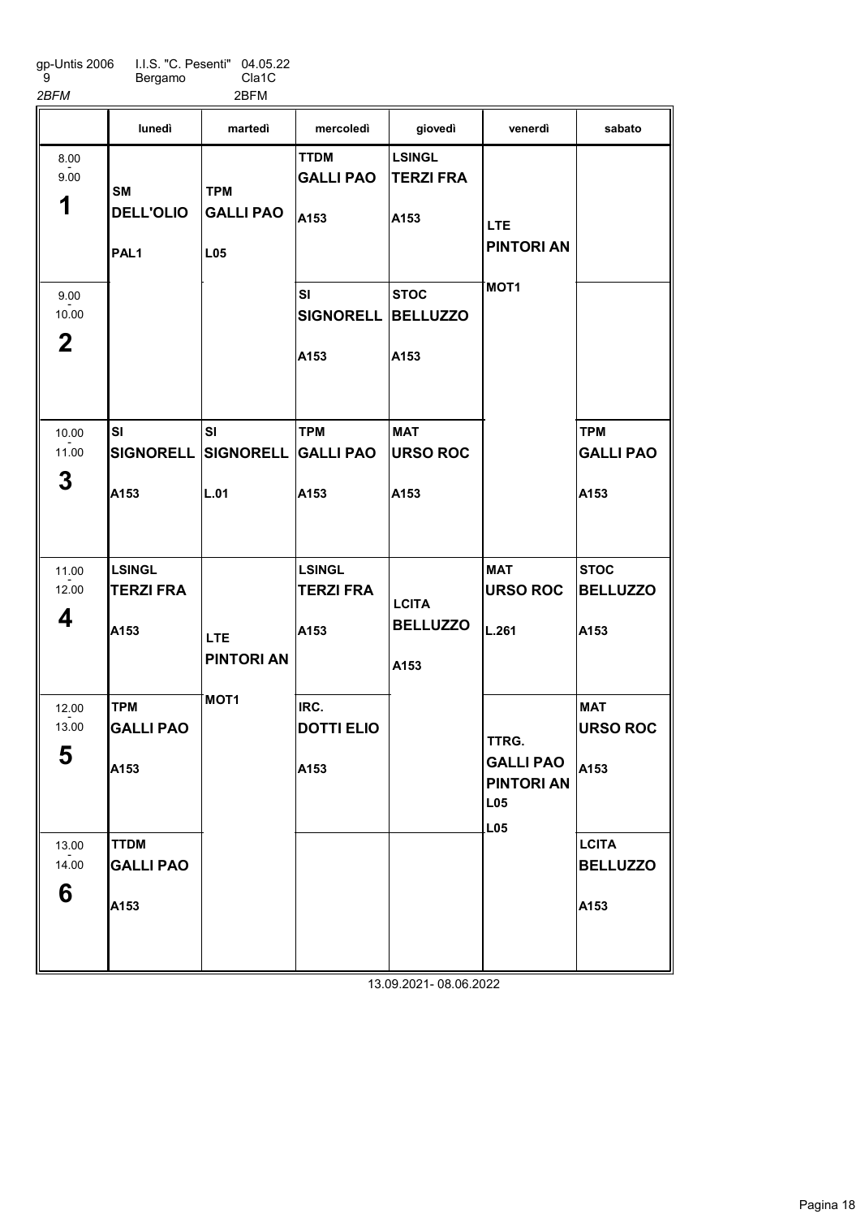gp-Untis 2006 I.I.S. "C. Pesenti" 04.05.22
9 Bergamo Cla1C

*2BFM* 2BFM

| | lunedì | martedì | mercoledì | giovedì | venerdì | sabato |
|---|---|---|---|---|---|---|
| 8.00 - 9.00 **1** | **SM** **DELL'OLIO** **PAL1** | **TPM** **GALLI PAO** **L05** | **TTDM** **GALLI PAO** **A153** | **LSINGL** **TERZI FRA** **A153** | **LTE** **PINTORI AN** **MOT1** | |
| 9.00 - 10.00 **2** | | | **SI** **SIGNORELL** **A153** | **STOC** **BELLUZZO** **A153** | | |
| 10.00 - 11.00 **3** | **SI** **SIGNORELL** **A153** | **SI** **SIGNORELL** **L.01** | **TPM** **GALLI PAO** **A153** | **MAT** **URSO ROC** **A153** | | **TPM** **GALLI PAO** **A153** |
| 11.00 - 12.00 **4** | **LSINGL** **TERZI FRA** **A153** | **LTE** **PINTORI AN** **MOT1** | **LSINGL** **TERZI FRA** **A153** | **LCITA** **BELLUZZO** **A153** | **MAT** **URSO ROC** **L.261** | **STOC** **BELLUZZO** **A153** |
| 12.00 - 13.00 **5** | **TPM** **GALLI PAO** **A153** | | **IRC.** **DOTTI ELIO** **A153** | | **TTRG.** **GALLI PAO** **PINTORI AN** **L05** **L05** | **MAT** **URSO ROC** **A153** |
| 13.00 - 14.00 **6** | **TTDM** **GALLI PAO** **A153** | | | | | **LCITA** **BELLUZZO** **A153** |

13.09.2021- 08.06.2022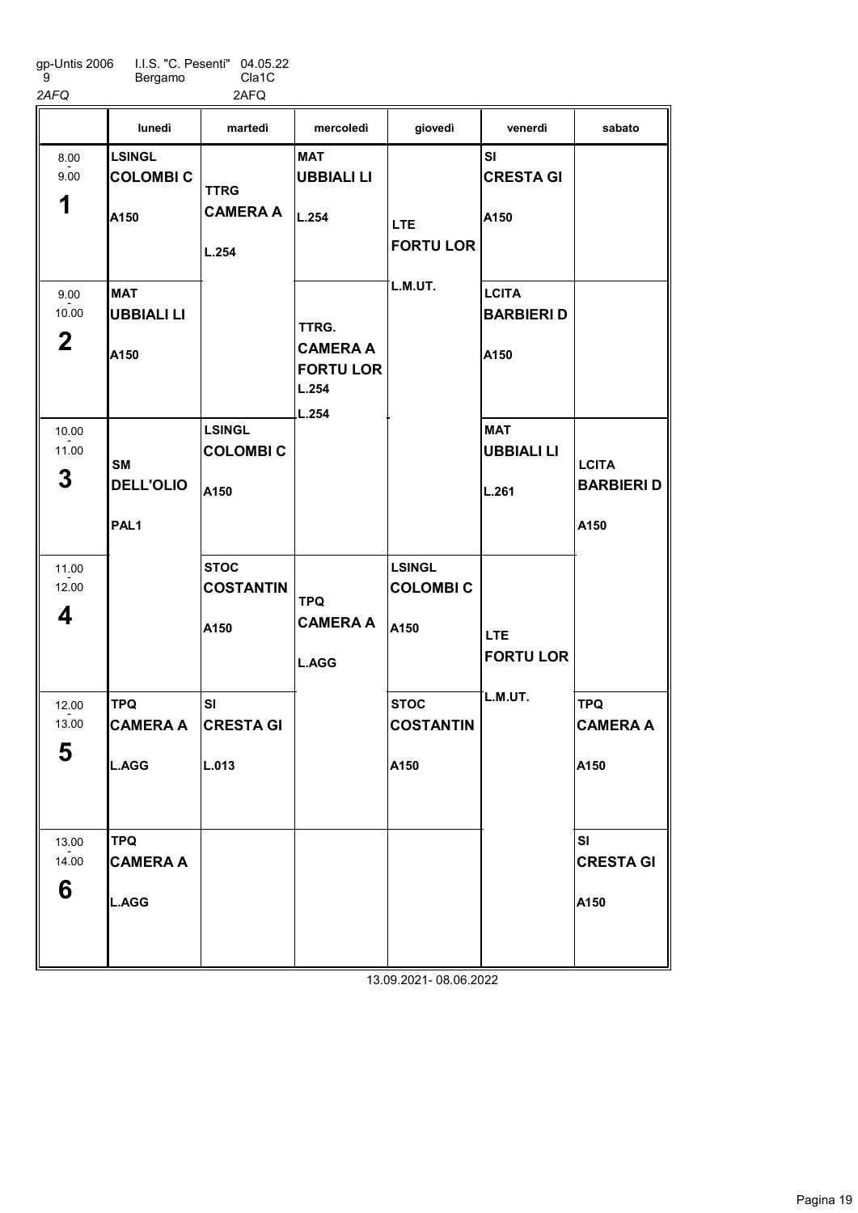gp-Untis 2006 I.I.S. "C. Pesenti" 04.05.22
9 Bergamo Cla1C

*2AFQ* 2AFQ

| | lunedì | martedì | mercoledì | giovedì | venerdì | sabato |
|---|---|---|---|---|---|---|
| 8.00 - 9.00 **1** | **LSINGL** **COLOMBI C** A150 | **TTRG** **CAMERA A** L.254 | **MAT** **UBBIALI LI** L.254 | **LTE** **FORTU LOR** L.M.UT. | **SI** **CRESTA GI** A150 | |
| 9.00 - 10.00 **2** | **MAT** **UBBIALI LI** A150 | | **TTRG.** **CAMERA A** **FORTU LOR** L.254 L.254 | | **LCITA** **BARBIERI D** A150 | |
| 10.00 - 11.00 **3** | **SM** **DELL'OLIO** PAL1 | **LSINGL** **COLOMBI C** A150 | | | **MAT** **UBBIALI LI** L.261 | **LCITA** **BARBIERI D** A150 |
| 11.00 - 12.00 **4** | | **STOC** **COSTANTIN** A150 | **TPQ** **CAMERA A** L.AGG | **LSINGL** **COLOMBI C** A150 | **LTE** **FORTU LOR** L.M.UT. | |
| 12.00 - 13.00 **5** | **TPQ** **CAMERA A** L.AGG | **SI** **CRESTA GI** L.013 | | **STOC** **COSTANTIN** A150 | | **TPQ** **CAMERA A** A150 |
| 13.00 - 14.00 **6** | **TPQ** **CAMERA A** L.AGG | | | | | **SI** **CRESTA GI** A150 |

13.09.2021- 08.06.2022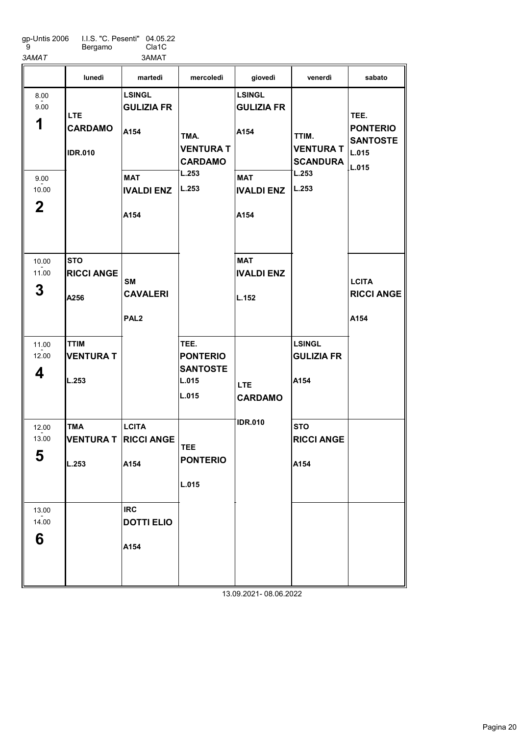gp-Untis 2006 I.I.S. "C. Pesenti" 04.05.22
9 Bergamo Cla1C
*3AMAT* 3AMAT

| | lunedì | martedì | mercoledì | giovedì | venerdì | sabato |
|---|---|---|---|---|---|---|
| 8.00 - 9.00 **1** | **LTE** **CARDAMO** **IDR.010** | **LSINGL** **GULIZIA FR** **A154** | **TMA.** **VENTURA T** **CARDAMO** **L.253** **L.253** | **LSINGL** **GULIZIA FR** **A154** | **TTIM.** **VENTURA T** **SCANDURA** **L.253** **L.253** | **TEE.** **PONTERIO** **SANTOSTE** **L.015** **L.015** |
| 9.00 - 10.00 **2** | | **MAT** **IVALDI ENZ** **A154** | | **MAT** **IVALDI ENZ** **A154** | | |
| 10.00 - 11.00 **3** | **STO** **RICCI ANGE** **A256** | **SM** **CAVALERI** **PAL2** | | **MAT** **IVALDI ENZ** **L.152** | | **LCITA** **RICCI ANGE** **A154** |
| 11.00 - 12.00 **4** | **TTIM** **VENTURA T** **L.253** | | **TEE.** **PONTERIO** **SANTOSTE** **L.015** **L.015** | **LTE** **CARDAMO** **IDR.010** | **LSINGL** **GULIZIA FR** **A154** | |
| 12.00 - 13.00 **5** | **TMA** **VENTURA T** **L.253** | **LCITA** **RICCI ANGE** **A154** | **TEE** **PONTERIO** **L.015** | | **STO** **RICCI ANGE** **A154** | |
| 13.00 - 14.00 **6** | | **IRC** **DOTTI ELIO** **A154** | | | | |

13.09.2021- 08.06.2022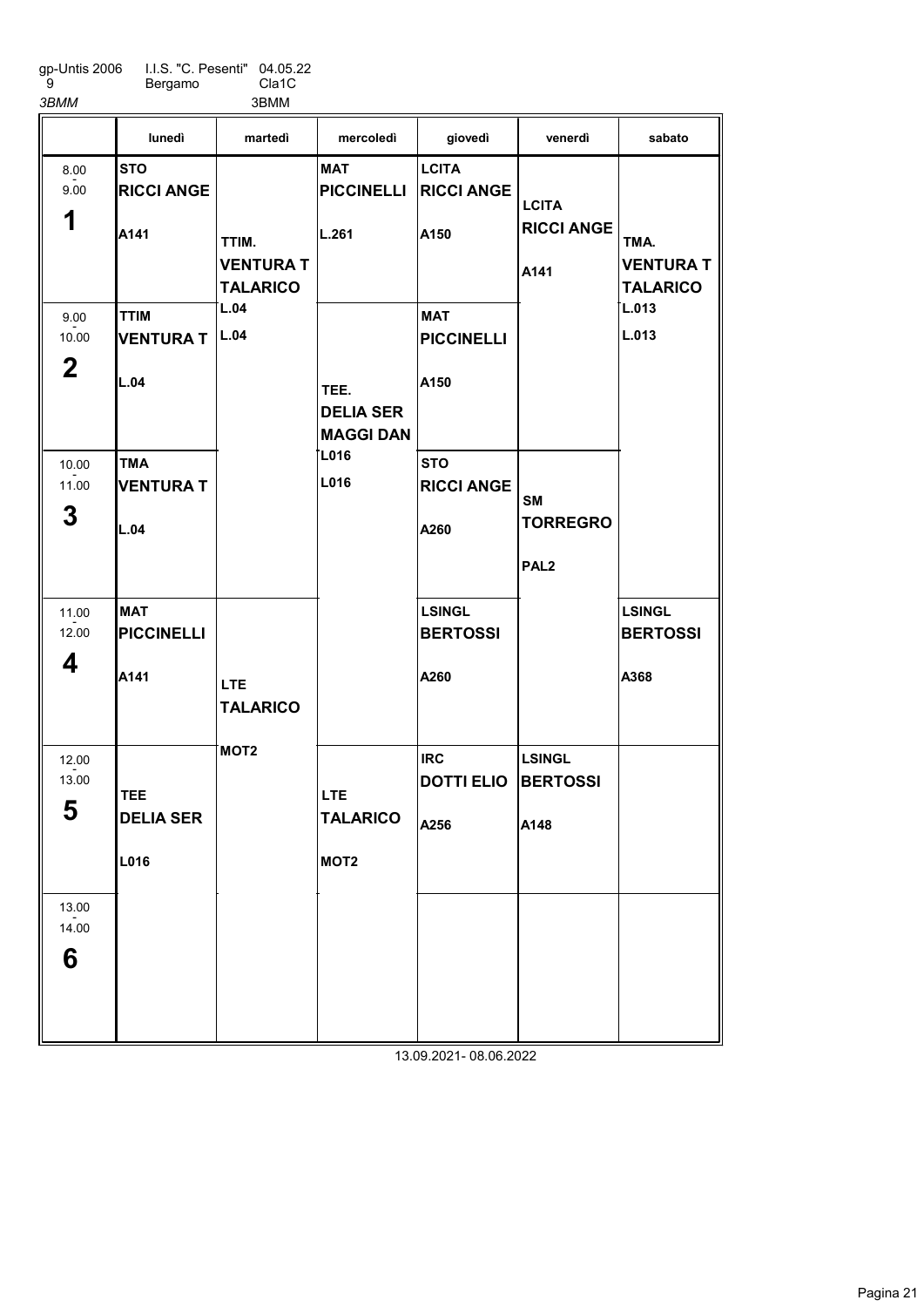gp-Untis 2006 I.I.S. "C. Pesenti" 04.05.22
9 Bergamo Cla1C
*3BMM* 3BMM

| | lunedì | martedì | mercoledì | giovedì | venerdì | sabato |
|---|---|---|---|---|---|---|
| 8.00 - 9.00 **1** | **STO** **RICCI ANGE** A141 | **TTIM.** **VENTURA T** **TALARICO** L.04 L.04 | **MAT** **PICCINELLI** L.261 | **LCITA** **RICCI ANGE** A150 | **LCITA** **RICCI ANGE** A141 | **TMA.** **VENTURA T** **TALARICO** L.013 L.013 |
| 9.00 - 10.00 **2** | **TTIM** **VENTURA T** L.04 | | **TEE.** **DELIA SER** **MAGGI DAN** L016 L016 | **MAT** **PICCINELLI** A150 | | |
| 10.00 - 11.00 **3** | **TMA** **VENTURA T** L.04 | | | **STO** **RICCI ANGE** A260 | **SM** **TORREGRO** PAL2 | |
| 11.00 - 12.00 **4** | **MAT** **PICCINELLI** A141 | **LTE** **TALARICO** MOT2 | | **LSINGL** **BERTOSSI** A260 | | **LSINGL** **BERTOSSI** A368 |
| 12.00 - 13.00 **5** | **TEE** **DELIA SER** L016 | | **LTE** **TALARICO** MOT2 | **IRC** **DOTTI ELIO** A256 | **LSINGL** **BERTOSSI** A148 | |
| 13.00 - 14.00 **6** | | | | | | |

13.09.2021- 08.06.2022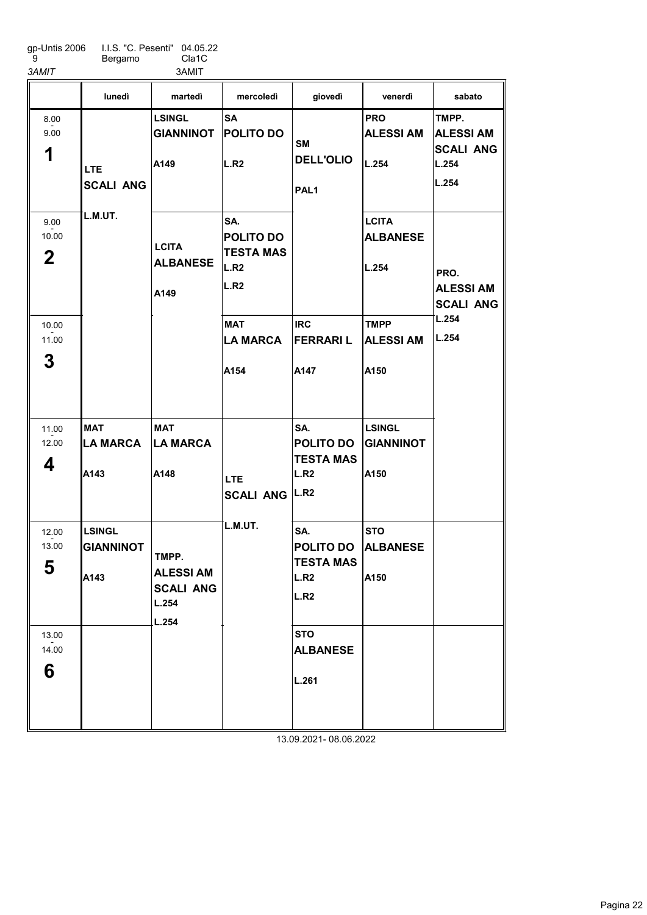gp-Untis 2006 I.I.S. "C. Pesenti" 04.05.22
9 Bergamo Cla1C

*3AMIT* 3AMIT

| | lunedì | martedì | mercoledì | giovedì | venerdì | sabato |
|---|---|---|---|---|---|---|
| 8.00 - 9.00 **1** | **LTE** **SCALI ANG** L.M.UT. | **LSINGL** **GIANNINOT** A149 | **SA** **POLITO DO** L.R2 | **SM** **DELL'OLIO** PAL1 | **PRO** **ALESSI AM** L.254 | **TMPP.** **ALESSI AM** **SCALI ANG** L.254 L.254 |
| 9.00 - 10.00 **2** | | **LCITA** **ALBANESE** A149 | **SA.** **POLITO DO** **TESTA MAS** L.R2 L.R2 | | **LCITA** **ALBANESE** L.254 | **PRO.** **ALESSI AM** **SCALI ANG** L.254 L.254 |
| 10.00 - 11.00 **3** | | | **MAT** **LA MARCA** A154 | **IRC** **FERRARI L** A147 | **TMPP** **ALESSI AM** A150 | |
| 11.00 - 12.00 **4** | **MAT** **LA MARCA** A143 | **MAT** **LA MARCA** A148 | **LTE** **SCALI ANG** L.M.UT. | **SA.** **POLITO DO** **TESTA MAS** L.R2 L.R2 | **LSINGL** **GIANNINOT** A150 | |
| 12.00 - 13.00 **5** | **LSINGL** **GIANNINOT** A143 | **TMPP.** **ALESSI AM** **SCALI ANG** L.254 L.254 | | **SA.** **POLITO DO** **TESTA MAS** L.R2 L.R2 | **STO** **ALBANESE** A150 | |
| 13.00 - 14.00 **6** | | | | **STO** **ALBANESE** L.261 | | |

13.09.2021- 08.06.2022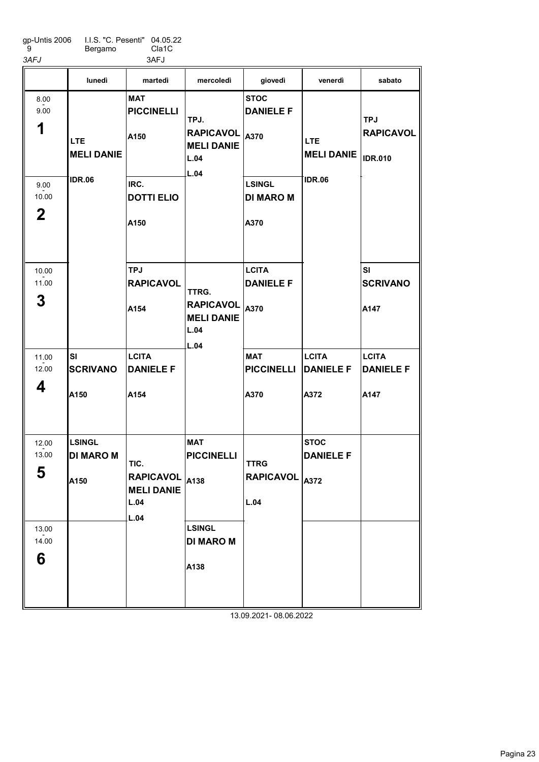gp-Untis 2006 I.I.S. "C. Pesenti" 04.05.22
9 Bergamo Cla1C
3AFJ 3AFJ

| | lunedì | martedì | mercoledì | giovedì | venerdì | sabato |
|---|---|---|---|---|---|---|
| 8.00 - 9.00 **1** | LTE **MELI DANIE** IDR.06 | MAT **PICCINELLI** A150 | TPJ. **RAPICAVOL** **MELI DANIE** L.04 L.04 | STOC **DANIELE F** A370 | LTE **MELI DANIE** IDR.06 | TPJ **RAPICAVOL** IDR.010 |
| 9.00 - 10.00 **2** | | IRC. **DOTTI ELIO** A150 | | LSINGL **DI MARO M** A370 | | |
| 10.00 - 11.00 **3** | | TPJ **RAPICAVOL** A154 | TTRG. **RAPICAVOL** **MELI DANIE** L.04 L.04 | LCITA **DANIELE F** A370 | | SI **SCRIVANO** A147 |
| 11.00 - 12.00 **4** | SI **SCRIVANO** A150 | LCITA **DANIELE F** A154 | | MAT **PICCINELLI** A370 | LCITA **DANIELE F** A372 | LCITA **DANIELE F** A147 |
| 12.00 - 13.00 **5** | LSINGL **DI MARO M** A150 | TIC. **RAPICAVOL** **MELI DANIE** L.04 L.04 | MAT **PICCINELLI** A138 | TTRG **RAPICAVOL** L.04 | STOC **DANIELE F** A372 | |
| 13.00 - 14.00 **6** | | | LSINGL **DI MARO M** A138 | | | |

13.09.2021- 08.06.2022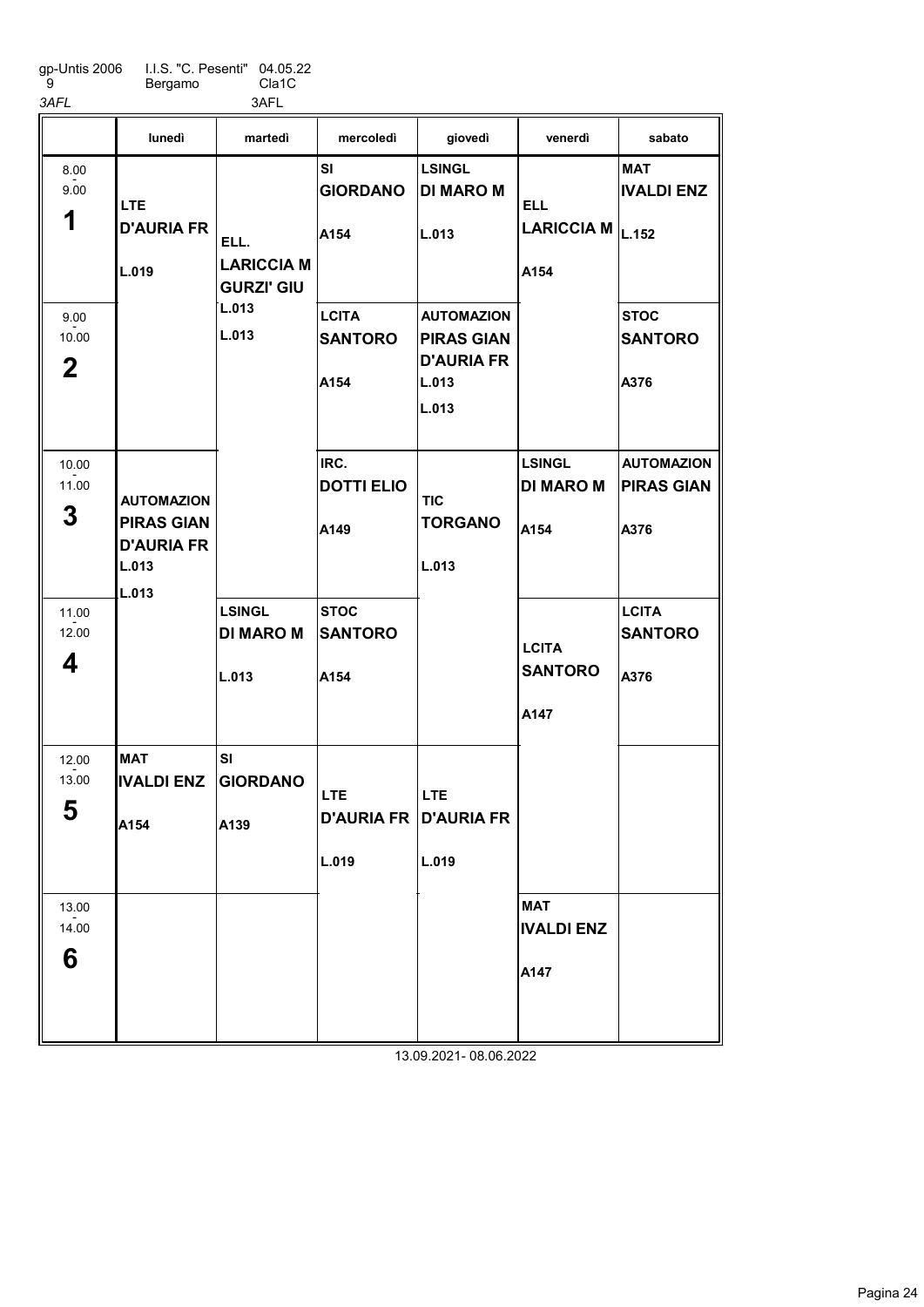gp-Untis 2006 I.I.S. "C. Pesenti" 04.05.22
9 Bergamo Cla1C
*3AFL* 3AFL

| | lunedì | martedì | mercoledì | giovedì | venerdì | sabato |
|---|---|---|---|---|---|---|
| 8.00 - 9.00 **1** | **LTE** **D'AURIA FR** L.019 | **ELL.** **LARICCIA M** **GURZI' GIU** L.013 L.013 | **SI** **GIORDANO** A154 | **LSINGL** **DI MARO M** L.013 | **ELL** **LARICCIA M** A154 | **MAT** **IVALDI ENZ** L.152 |
| 9.00 - 10.00 **2** | | | **LCITA** **SANTORO** A154 | **AUTOMAZION** **PIRAS GIAN** **D'AURIA FR** L.013 L.013 | | **STOC** **SANTORO** A376 |
| 10.00 - 11.00 **3** | **AUTOMAZION** **PIRAS GIAN** **D'AURIA FR** L.013 L.013 | | **IRC.** **DOTTI ELIO** A149 | **TIC** **TORGANO** L.013 | **LSINGL** **DI MARO M** A154 | **AUTOMAZION** **PIRAS GIAN** A376 |
| 11.00 - 12.00 **4** | | **LSINGL** **DI MARO M** L.013 | **STOC** **SANTORO** A154 | | **LCITA** **SANTORO** A147 | **LCITA** **SANTORO** A376 |
| 12.00 - 13.00 **5** | **MAT** **IVALDI ENZ** A154 | **SI** **GIORDANO** A139 | **LTE** **D'AURIA FR** L.019 | **LTE** **D'AURIA FR** L.019 | | |
| 13.00 - 14.00 **6** | | | | | **MAT** **IVALDI ENZ** A147 | |

13.09.2021- 08.06.2022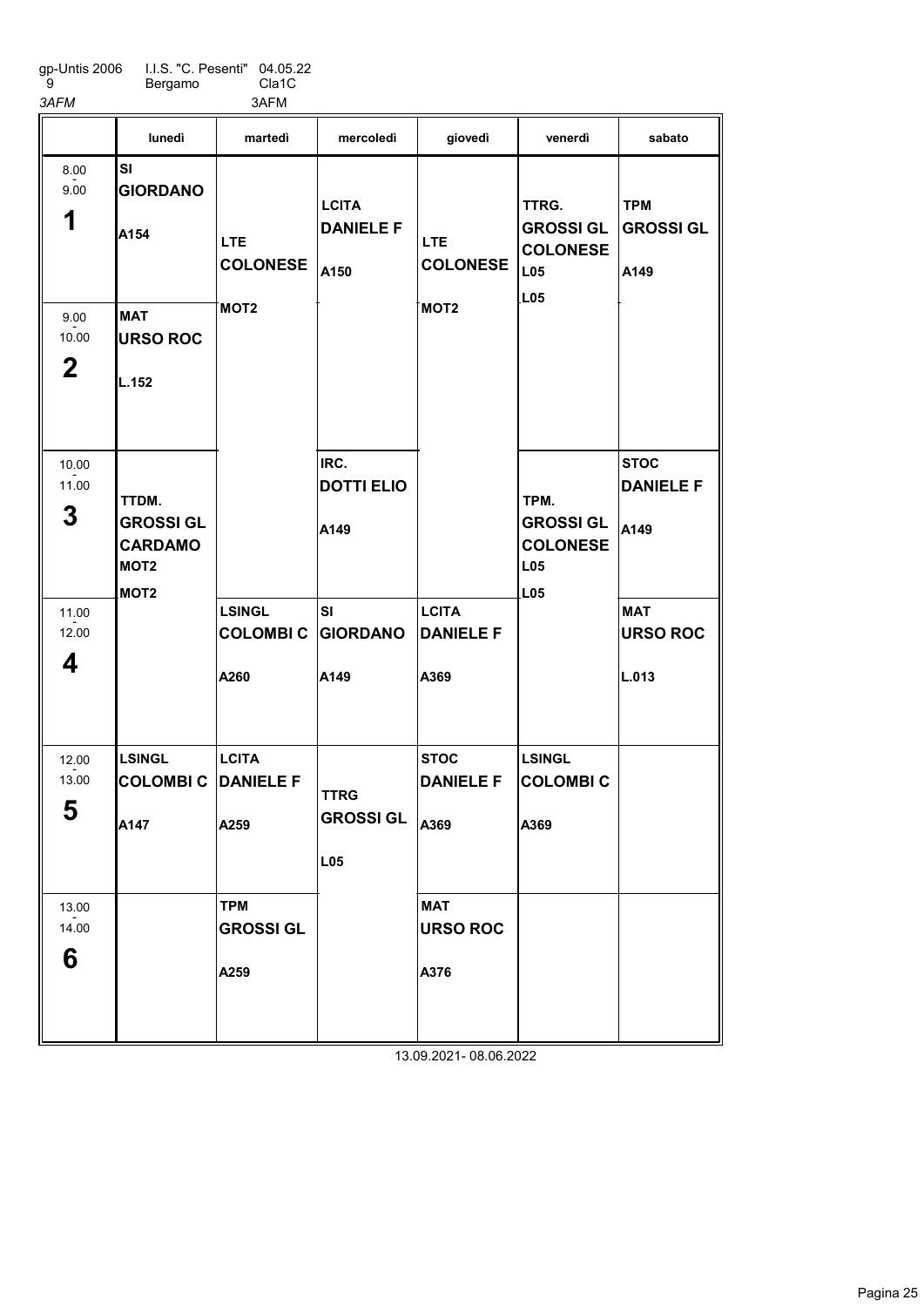gp-Untis 2006 I.I.S. "C. Pesenti" 04.05.22
9 Bergamo Cla1C

*3AFM* 3AFM

| | lunedì | martedì | mercoledì | giovedì | venerdì | sabato |
|---|---|---|---|---|---|---|
| 8.00 - 9.00 **1** | SI **GIORDANO** A154 | LTE **COLONESE** MOT2 | LCITA **DANIELE F** A150 | LTE **COLONESE** MOT2 | TTRG. **GROSSI GL** **COLONESE** L05 L05 | TPM **GROSSI GL** A149 |
| 9.00 - 10.00 **2** | MAT **URSO ROC** L.152 | | | | | |
| 10.00 - 11.00 **3** | TTDM. **GROSSI GL** **CARDAMO** MOT2 MOT2 | | IRC. **DOTTI ELIO** A149 | | TPM. **GROSSI GL** **COLONESE** L05 L05 | STOC **DANIELE F** A149 |
| 11.00 - 12.00 **4** | | LSINGL **COLOMBI C** A260 | SI **GIORDANO** A149 | LCITA **DANIELE F** A369 | | MAT **URSO ROC** L.013 |
| 12.00 - 13.00 **5** | LSINGL **COLOMBI C** A147 | LCITA **DANIELE F** A259 | TTRG **GROSSI GL** L05 | STOC **DANIELE F** A369 | LSINGL **COLOMBI C** A369 | |
| 13.00 - 14.00 **6** | | TPM **GROSSI GL** A259 | | MAT **URSO ROC** A376 | | |

13.09.2021- 08.06.2022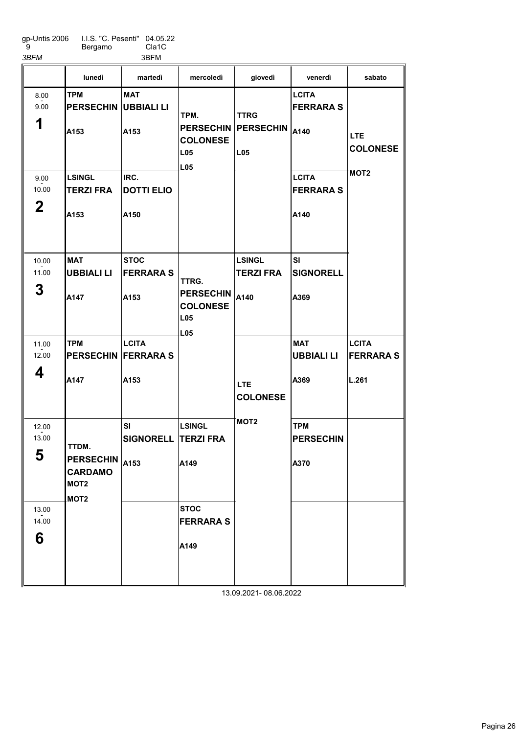gp-Untis 2006 I.I.S. "C. Pesenti" 04.05.22
9 Bergamo Cla1C
*3BFM* 3BFM

| | lunedì | martedì | mercoledì | giovedì | venerdì | sabato |
|---|---|---|---|---|---|---|
| 8.00 - 9.00 **1** | **TPM** **PERSECHIN** A153 | **MAT** **UBBIALI LI** A153 | TPM. **PERSECHIN** **COLONESE** L05 L05 | **TTRG** **PERSECHIN** L05 | **LCITA** **FERRARA S** A140 | **LTE** **COLONESE** MOT2 |
| 9.00 - 10.00 **2** | **LSINGL** **TERZI FRA** A153 | **IRC.** **DOTTI ELIO** A150 | | | **LCITA** **FERRARA S** A140 | |
| 10.00 - 11.00 **3** | **MAT** **UBBIALI LI** A147 | **STOC** **FERRARA S** A153 | TTRG. **PERSECHIN** **COLONESE** L05 L05 | **LSINGL** **TERZI FRA** A140 | **SI** **SIGNORELL** A369 | |
| 11.00 - 12.00 **4** | **TPM** **PERSECHIN** A147 | **LCITA** **FERRARA S** A153 | | **LTE** **COLONESE** MOT2 | **MAT** **UBBIALI LI** A369 | **LCITA** **FERRARA S** L.261 |
| 12.00 - 13.00 **5** | TTDM. **PERSECHIN** **CARDAMO** MOT2 MOT2 | **SI** **SIGNORELL** A153 | **LSINGL** **TERZI FRA** A149 | | **TPM** **PERSECHIN** A370 | |
| 13.00 - 14.00 **6** | | | **STOC** **FERRARA S** A149 | | | |

13.09.2021- 08.06.2022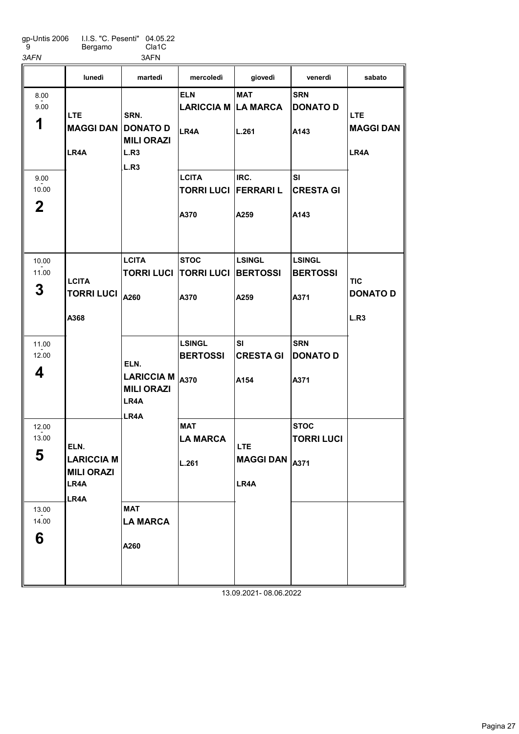gp-Untis 2006 I.I.S. "C. Pesenti" 04.05.22
9 Bergamo Cla1C

*3AFN* 3AFN

| | lunedì | martedì | mercoledì | giovedì | venerdì | sabato |
|---|---|---|---|---|---|---|
| 8.00 - 9.00 **1** | LTE **MAGGI DAN** LR4A | SRN. **DONATO D** **MILI ORAZI** L.R3 L.R3 | ELN **LARICCIA M** LR4A | MAT **LA MARCA** L.261 | SRN **DONATO D** A143 | LTE **MAGGI DAN** LR4A |
| 9.00 - 10.00 **2** | | | LCITA **TORRI LUCI** A370 | IRC. **FERRARI L** A259 | SI **CRESTA GI** A143 | |
| 10.00 - 11.00 **3** | LCITA **TORRI LUCI** A368 | LCITA **TORRI LUCI** A260 | STOC **TORRI LUCI** A370 | LSINGL **BERTOSSI** A259 | LSINGL **BERTOSSI** A371 | TIC **DONATO D** L.R3 |
| 11.00 - 12.00 **4** | | ELN. **LARICCIA M** **MILI ORAZI** LR4A LR4A | LSINGL **BERTOSSI** A370 | SI **CRESTA GI** A154 | SRN **DONATO D** A371 | |
| 12.00 - 13.00 **5** | ELN. **LARICCIA M** **MILI ORAZI** LR4A LR4A | | MAT **LA MARCA** L.261 | LTE **MAGGI DAN** LR4A | STOC **TORRI LUCI** A371 | |
| 13.00 - 14.00 **6** | | MAT **LA MARCA** A260 | | | | |

13.09.2021- 08.06.2022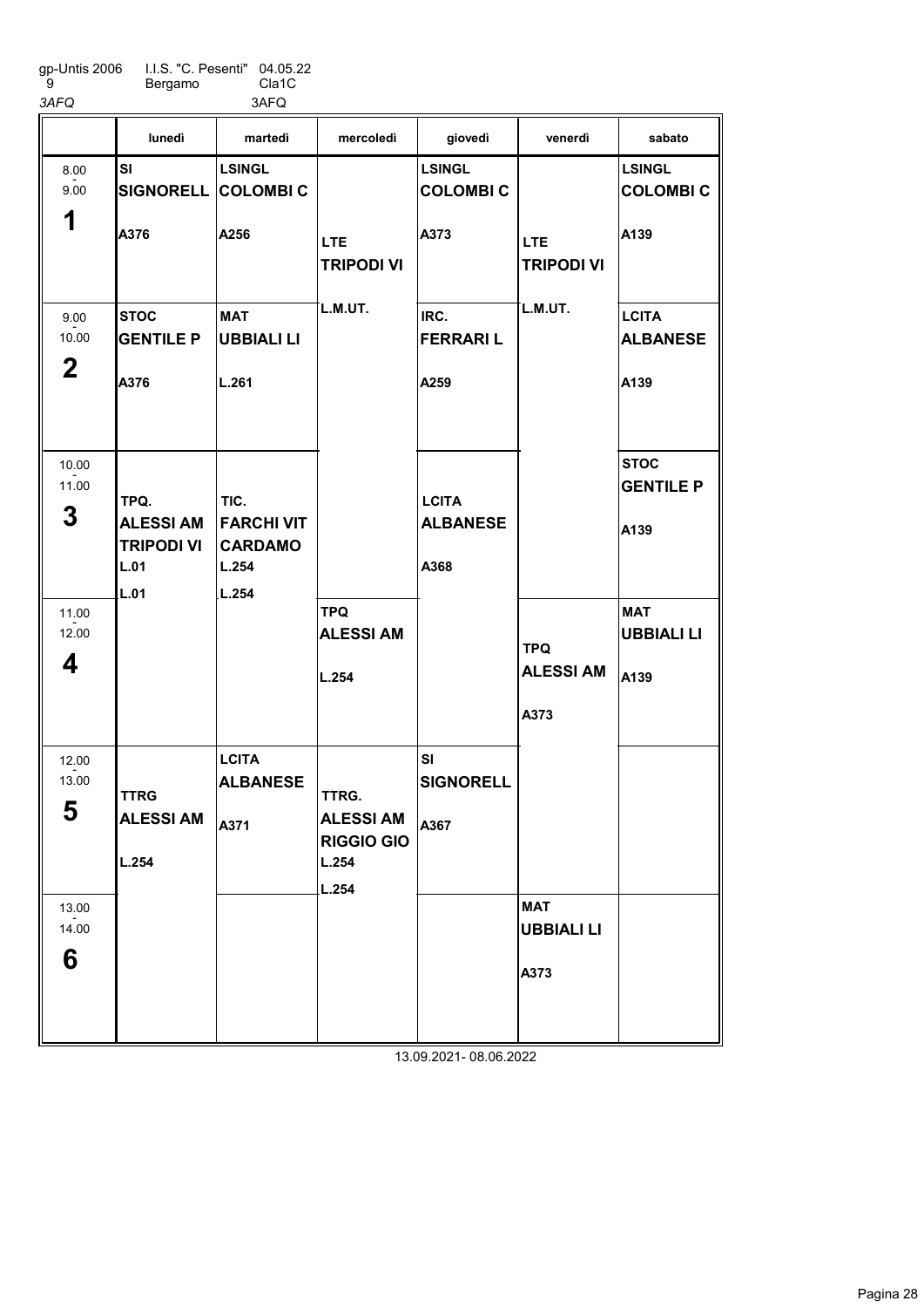gp-Untis 2006 9 | I.I.S. "C. Pesenti" Bergamo | 04.05.22 Cla1C

*3AFQ* 3AFQ

| | lunedì | martedì | mercoledì | giovedì | venerdì | sabato |
|---|---|---|---|---|---|---|
| 8.00 - 9.00 **1** | **SI** **SIGNORELL** **A376** | **LSINGL** **COLOMBI C** **A256** | **LTE** **TRIPODI VI** **L.M.UT.** | **LSINGL** **COLOMBI C** **A373** | **LTE** **TRIPODI VI** **L.M.UT.** | **LSINGL** **COLOMBI C** **A139** |
| 9.00 - 10.00 **2** | **STOC** **GENTILE P** **A376** | **MAT** **UBBIALI LI** **L.261** | | **IRC.** **FERRARI L** **A259** | | **LCITA** **ALBANESE** **A139** |
| 10.00 - 11.00 **3** | **TPQ.** **ALESSI AM** **TRIPODI VI** **L.01** **L.01** | **TIC.** **FARCHI VIT** **CARDAMO** **L.254** **L.254** | | **LCITA** **ALBANESE** **A368** | | **STOC** **GENTILE P** **A139** |
| 11.00 - 12.00 **4** | | | **TPQ** **ALESSI AM** **L.254** | | **TPQ** **ALESSI AM** **A373** | **MAT** **UBBIALI LI** **A139** |
| 12.00 - 13.00 **5** | **TTRG** **ALESSI AM** **L.254** | **LCITA** **ALBANESE** **A371** | **TTRG.** **ALESSI AM** **RIGGIO GIO** **L.254** **L.254** | **SI** **SIGNORELL** **A367** | | |
| 13.00 - 14.00 **6** | | | | | **MAT** **UBBIALI LI** **A373** | |

13.09.2021- 08.06.2022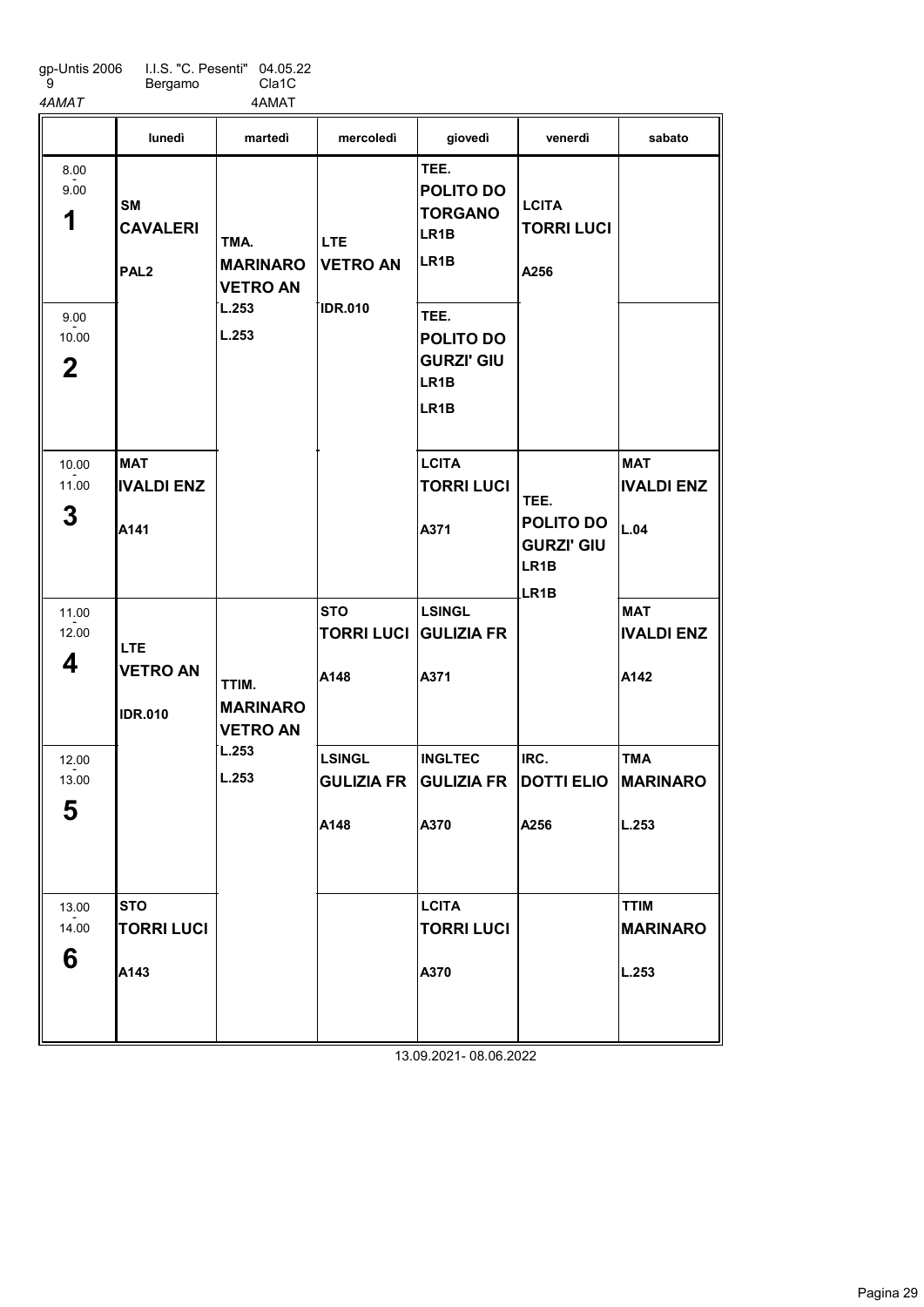gp-Untis 2006 I.I.S. "C. Pesenti" 04.05.22
9 Bergamo Cla1C
*4AMAT* 4AMAT

| | lunedì | martedì | mercoledì | giovedì | venerdì | sabato |
|---|---|---|---|---|---|---|
| 8.00 - 9.00 **1** | **SM** **CAVALERI** **PAL2** | **TMA.** **MARINARO** **VETRO AN** **L.253** **L.253** | **LTE** **VETRO AN** **IDR.010** | **TEE.** **POLITO DO** **TORGANO** **LR1B** **LR1B** | **LCITA** **TORRI LUCI** **A256** | |
| 9.00 - 10.00 **2** | | | | **TEE.** **POLITO DO** **GURZI' GIU** **LR1B** **LR1B** | | |
| 10.00 - 11.00 **3** | **MAT** **IVALDI ENZ** **A141** | | | **LCITA** **TORRI LUCI** **A371** | **TEE.** **POLITO DO** **GURZI' GIU** **LR1B** **LR1B** | **MAT** **IVALDI ENZ** **L.04** |
| 11.00 - 12.00 **4** | **LTE** **VETRO AN** **IDR.010** | **TTIM.** **MARINARO** **VETRO AN** **L.253** **L.253** | **STO** **TORRI LUCI** **A148** | **LSINGL** **GULIZIA FR** **A371** | | **MAT** **IVALDI ENZ** **A142** |
| 12.00 - 13.00 **5** | | | **LSINGL** **GULIZIA FR** **A148** | **INGLTEC** **GULIZIA FR** **A370** | **IRC.** **DOTTI ELIO** **A256** | **TMA** **MARINARO** **L.253** |
| 13.00 - 14.00 **6** | **STO** **TORRI LUCI** **A143** | | | **LCITA** **TORRI LUCI** **A370** | | **TTIM** **MARINARO** **L.253** |

13.09.2021- 08.06.2022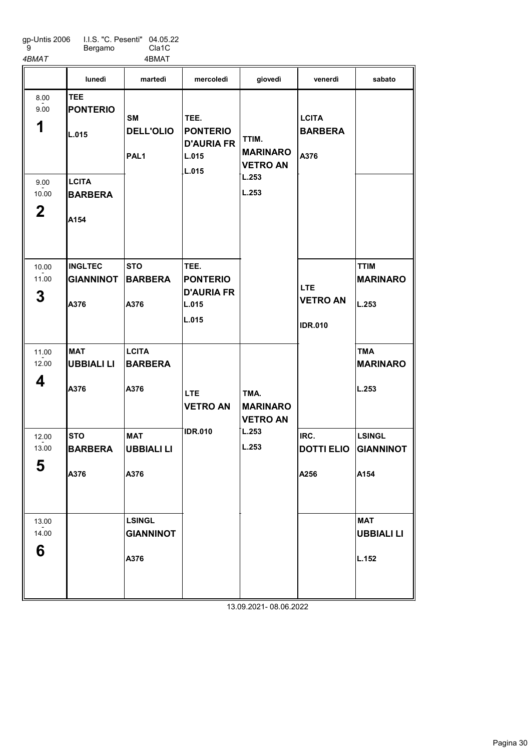gp-Untis 2006 I.I.S. "C. Pesenti" 04.05.22
9 Bergamo Cla1C
*4BMAT* 4BMAT

| | lunedì | martedì | mercoledì | giovedì | venerdì | sabato |
|---|---|---|---|---|---|---|
| 8.00 - 9.00 **1** | **TEE** **PONTERIO** L.015 | **SM** **DELL'OLIO** PAL1 | TEE. **PONTERIO** **D'AURIA FR** L.015 L.015 | TTIM. **MARINARO** **VETRO AN** L.253 L.253 | **LCITA** **BARBERA** A376 | |
| 9.00 - 10.00 **2** | **LCITA** **BARBERA** A154 | | | | | |
| 10.00 - 11.00 **3** | **INGLTEC** **GIANNINOT** A376 | **STO** **BARBERA** A376 | TEE. **PONTERIO** **D'AURIA FR** L.015 L.015 | | **LTE** **VETRO AN** IDR.010 | **TTIM** **MARINARO** L.253 |
| 11.00 - 12.00 **4** | **MAT** **UBBIALI LI** A376 | **LCITA** **BARBERA** A376 | **LTE** **VETRO AN** IDR.010 | TMA. **MARINARO** **VETRO AN** L.253 L.253 | | **TMA** **MARINARO** L.253 |
| 12.00 - 13.00 **5** | **STO** **BARBERA** A376 | **MAT** **UBBIALI LI** A376 | | | IRC. **DOTTI ELIO** A256 | **LSINGL** **GIANNINOT** A154 |
| 13.00 - 14.00 **6** | | **LSINGL** **GIANNINOT** A376 | | | | **MAT** **UBBIALI LI** L.152 |

13.09.2021- 08.06.2022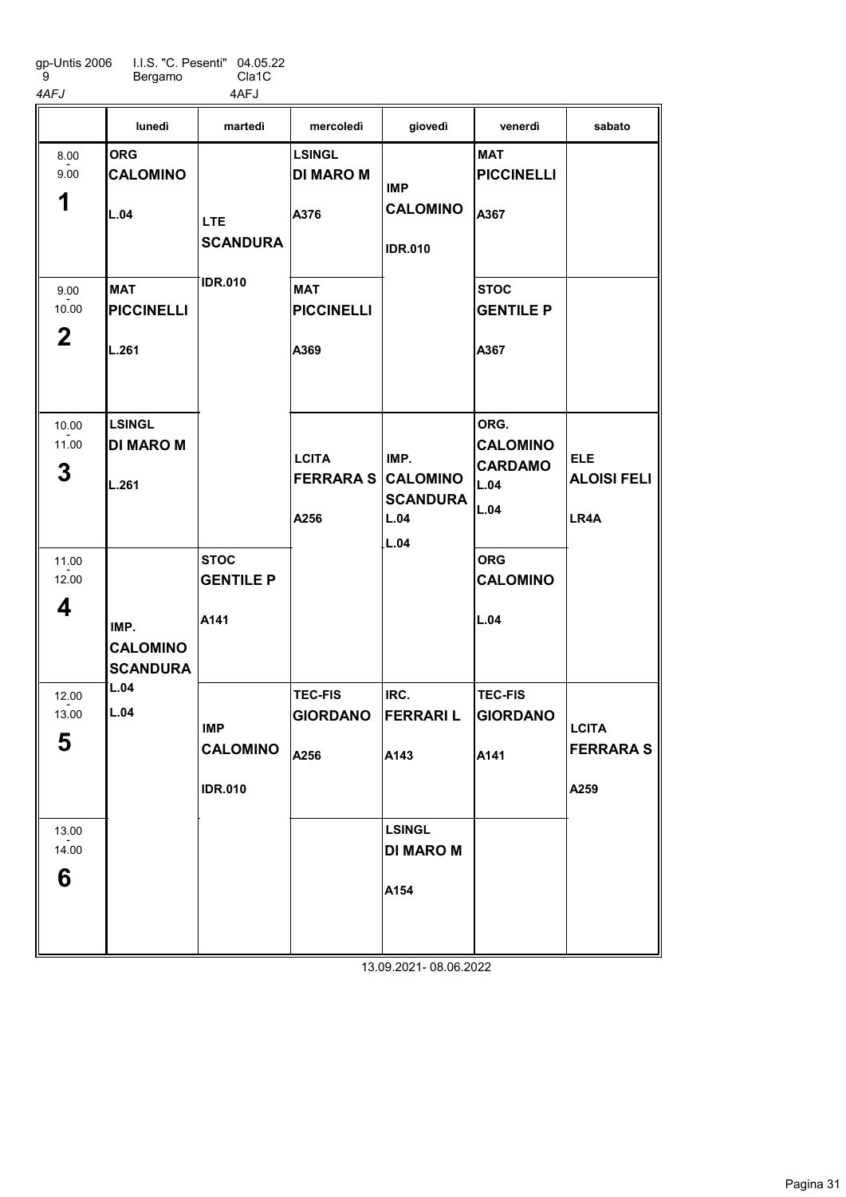gp-Untis 2006 I.I.S. "C. Pesenti" 04.05.22
9 Bergamo Cla1C

*4AFJ* 4AFJ

| | lunedì | martedì | mercoledì | giovedì | venerdì | sabato |
|---|---|---|---|---|---|---|
| 8.00 - 9.00 **1** | **ORG** **CALOMINO** **L.04** | **LTE** **SCANDURA** **IDR.010** | **LSINGL** **DI MARO M** **A376** | **IMP** **CALOMINO** **IDR.010** | **MAT** **PICCINELLI** **A367** | |
| 9.00 - 10.00 **2** | **MAT** **PICCINELLI** **L.261** | | **MAT** **PICCINELLI** **A369** | | **STOC** **GENTILE P** **A367** | |
| 10.00 - 11.00 **3** | **LSINGL** **DI MARO M** **L.261** | | **LCITA** **FERRARA S** **A256** | **IMP.** **CALOMINO** **SCANDURA** **L.04** **L.04** | **ORG.** **CALOMINO** **CARDAMO** **L.04** **L.04** | **ELE** **ALOISI FELI** **LR4A** |
| 11.00 - 12.00 **4** | **IMP.** **CALOMINO** **SCANDURA** **L.04** **L.04** | **STOC** **GENTILE P** **A141** | | | **ORG** **CALOMINO** **L.04** | |
| 12.00 - 13.00 **5** | | **IMP** **CALOMINO** **IDR.010** | **TEC-FIS** **GIORDANO** **A256** | **IRC.** **FERRARI L** **A143** | **TEC-FIS** **GIORDANO** **A141** | **LCITA** **FERRARA S** **A259** |
| 13.00 - 14.00 **6** | | | | **LSINGL** **DI MARO M** **A154** | | |

13.09.2021- 08.06.2022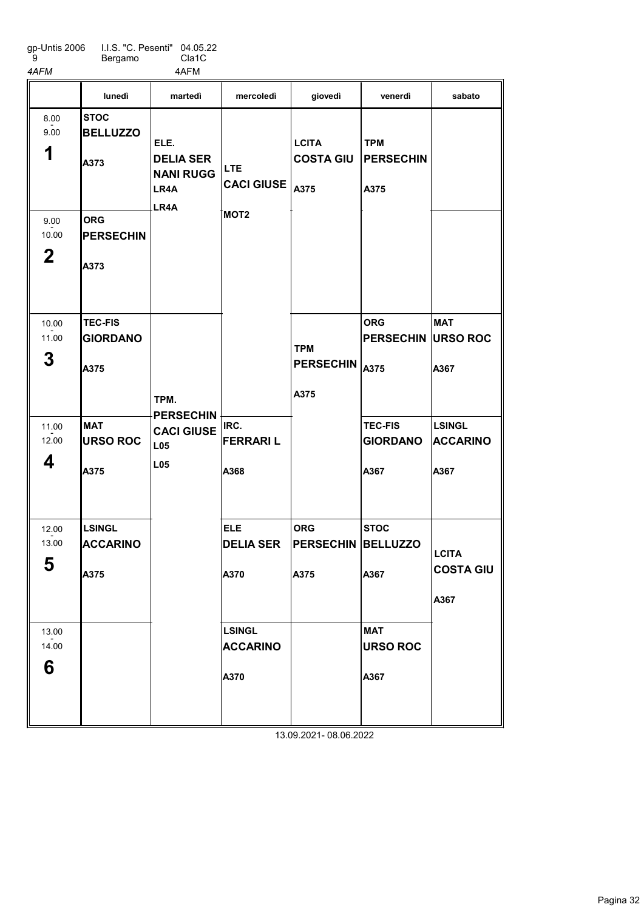gp-Untis 2006 I.I.S. "C. Pesenti" 04.05.22
9 Bergamo Cla1C
*4AFM* 4AFM

| | lunedì | martedì | mercoledì | giovedì | venerdì | sabato |
|---|---|---|---|---|---|---|
| 8.00 - 9.00 **1** | **STOC** **BELLUZZO** A373 | **ELE.** **DELIA SER** **NANI RUGG** LR4A LR4A | **LTE** **CACI GIUSE** MOT2 | **LCITA** **COSTA GIU** A375 | **TPM** **PERSECHIN** A375 | |
| 9.00 - 10.00 **2** | **ORG** **PERSECHIN** A373 | | | | | |
| 10.00 - 11.00 **3** | **TEC-FIS** **GIORDANO** A375 | **TPM.** **PERSECHIN** **CACI GIUSE** L05 L05 | | **TPM** **PERSECHIN** A375 | **ORG** **PERSECHIN** A375 | **MAT** **URSO ROC** A367 |
| 11.00 - 12.00 **4** | **MAT** **URSO ROC** A375 | | **IRC.** **FERRARI L** A368 | | **TEC-FIS** **GIORDANO** A367 | **LSINGL** **ACCARINO** A367 |
| 12.00 - 13.00 **5** | **LSINGL** **ACCARINO** A375 | | **ELE** **DELIA SER** A370 | **ORG** **PERSECHIN** A375 | **STOC** **BELLUZZO** A367 | **LCITA** **COSTA GIU** A367 |
| 13.00 - 14.00 **6** | | | **LSINGL** **ACCARINO** A370 | | **MAT** **URSO ROC** A367 | |

13.09.2021- 08.06.2022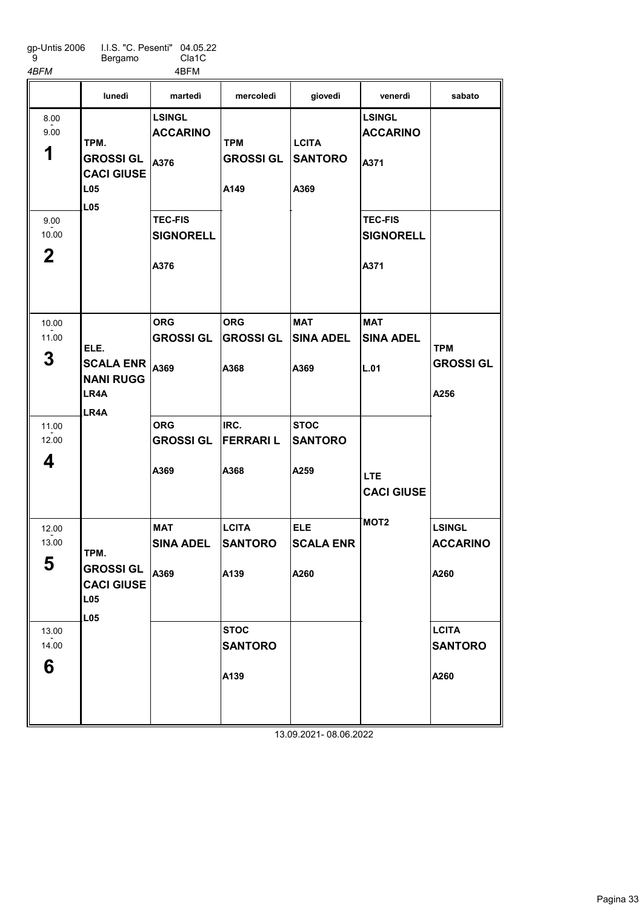gp-Untis 2006 I.I.S. "C. Pesenti" 04.05.22
9 Bergamo Cla1C
*4BFM* 4BFM

| | lunedì | martedì | mercoledì | giovedì | venerdì | sabato |
|---|---|---|---|---|---|---|
| 8.00 - 9.00 **1** | TPM. **GROSSI GL** **CACI GIUSE** L05 L05 | LSINGL **ACCARINO** A376 | TPM **GROSSI GL** A149 | LCITA **SANTORO** A369 | LSINGL **ACCARINO** A371 | |
| 9.00 - 10.00 **2** | | TEC-FIS **SIGNORELL** A376 | | | TEC-FIS **SIGNORELL** A371 | |
| 10.00 - 11.00 **3** | ELE. **SCALA ENR** **NANI RUGG** LR4A LR4A | ORG **GROSSI GL** A369 | ORG **GROSSI GL** A368 | MAT **SINA ADEL** A369 | MAT **SINA ADEL** L.01 | TPM **GROSSI GL** A256 |
| 11.00 - 12.00 **4** | | ORG **GROSSI GL** A369 | IRC. **FERRARI L** A368 | STOC **SANTORO** A259 | LTE **CACI GIUSE** MOT2 | |
| 12.00 - 13.00 **5** | TPM. **GROSSI GL** **CACI GIUSE** L05 L05 | MAT **SINA ADEL** A369 | LCITA **SANTORO** A139 | ELE **SCALA ENR** A260 | | LSINGL **ACCARINO** A260 |
| 13.00 - 14.00 **6** | | | STOC **SANTORO** A139 | | | LCITA **SANTORO** A260 |

13.09.2021- 08.06.2022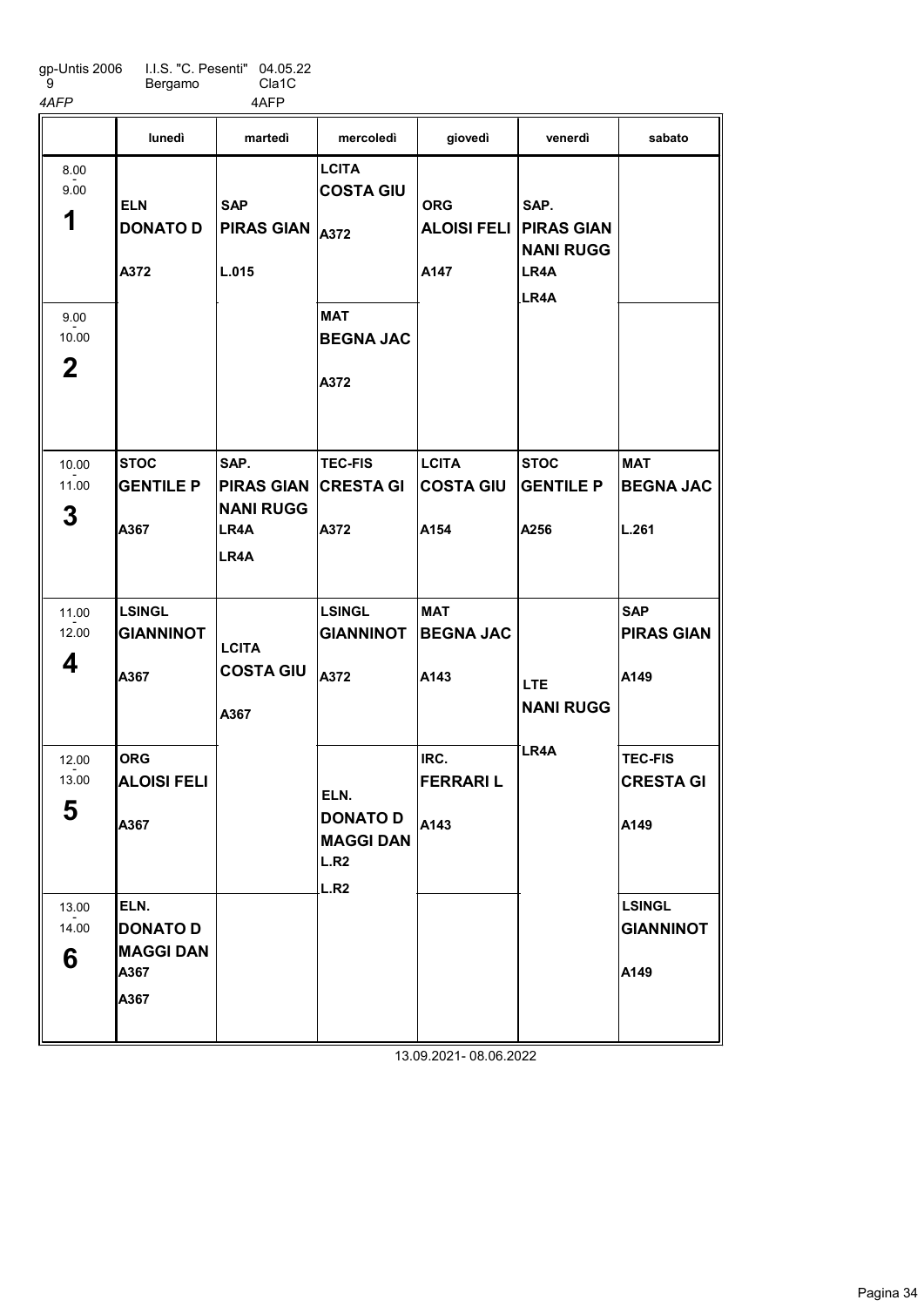gp-Untis 2006 I.I.S. "C. Pesenti" 04.05.22
9 Bergamo Cla1C
*4AFP* 4AFP

| | lunedì | martedì | mercoledì | giovedì | venerdì | sabato |
|---|---|---|---|---|---|---|
| 8.00 - 9.00 **1** | **ELN** **DONATO D** A372 | **SAP** **PIRAS GIAN** L.015 | **LCITA** **COSTA GIU** A372 | **ORG** **ALOISI FELI** A147 | **SAP.** **PIRAS GIAN** **NANI RUGG** LR4A LR4A | |
| 9.00 - 10.00 **2** | | | **MAT** **BEGNA JAC** A372 | | | |
| 10.00 - 11.00 **3** | **STOC** **GENTILE P** A367 | **SAP.** **PIRAS GIAN** **NANI RUGG** LR4A LR4A | **TEC-FIS** **CRESTA GI** A372 | **LCITA** **COSTA GIU** A154 | **STOC** **GENTILE P** A256 | **MAT** **BEGNA JAC** L.261 |
| 11.00 - 12.00 **4** | **LSINGL** **GIANNINOT** A367 | **LCITA** **COSTA GIU** A367 | **LSINGL** **GIANNINOT** A372 | **MAT** **BEGNA JAC** A143 | **LTE** **NANI RUGG** LR4A | **SAP** **PIRAS GIAN** A149 |
| 12.00 - 13.00 **5** | **ORG** **ALOISI FELI** A367 | | **ELN.** **DONATO D** **MAGGI DAN** L.R2 L.R2 | **IRC.** **FERRARI L** A143 | | **TEC-FIS** **CRESTA GI** A149 |
| 13.00 - 14.00 **6** | **ELN.** **DONATO D** **MAGGI DAN** A367 A367 | | | | | **LSINGL** **GIANNINOT** A149 |

13.09.2021- 08.06.2022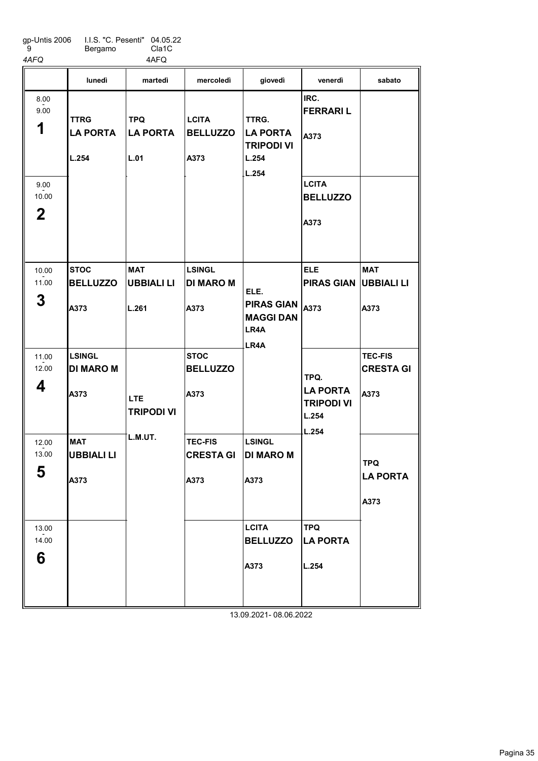gp-Untis 2006 I.I.S. "C. Pesenti" 04.05.22
9 Bergamo Cla1C
4AFQ 4AFQ

| | lunedì | martedì | mercoledì | giovedì | venerdì | sabato |
|---|---|---|---|---|---|---|
| 8.00 - 9.00 **1** | TTRG **LA PORTA** L.254 | TPQ **LA PORTA** L.01 | LCITA **BELLUZZO** A373 | TTRG. **LA PORTA** **TRIPODI VI** L.254 L.254 | IRC. **FERRARI L** A373 | |
| 9.00 - 10.00 **2** | | | | | LCITA **BELLUZZO** A373 | |
| 10.00 - 11.00 **3** | STOC **BELLUZZO** A373 | MAT **UBBIALI LI** L.261 | LSINGL **DI MARO M** A373 | ELE. **PIRAS GIAN** **MAGGI DAN** LR4A LR4A | ELE **PIRAS GIAN** A373 | MAT **UBBIALI LI** A373 |
| 11.00 - 12.00 **4** | LSINGL **DI MARO M** A373 | LTE **TRIPODI VI** L.M.UT. | STOC **BELLUZZO** A373 | | TPQ. **LA PORTA** **TRIPODI VI** L.254 L.254 | TEC-FIS **CRESTA GI** A373 |
| 12.00 - 13.00 **5** | MAT **UBBIALI LI** A373 | | TEC-FIS **CRESTA GI** A373 | LSINGL **DI MARO M** A373 | | TPQ **LA PORTA** A373 |
| 13.00 - 14.00 **6** | | | | LCITA **BELLUZZO** A373 | TPQ **LA PORTA** L.254 | |

13.09.2021- 08.06.2022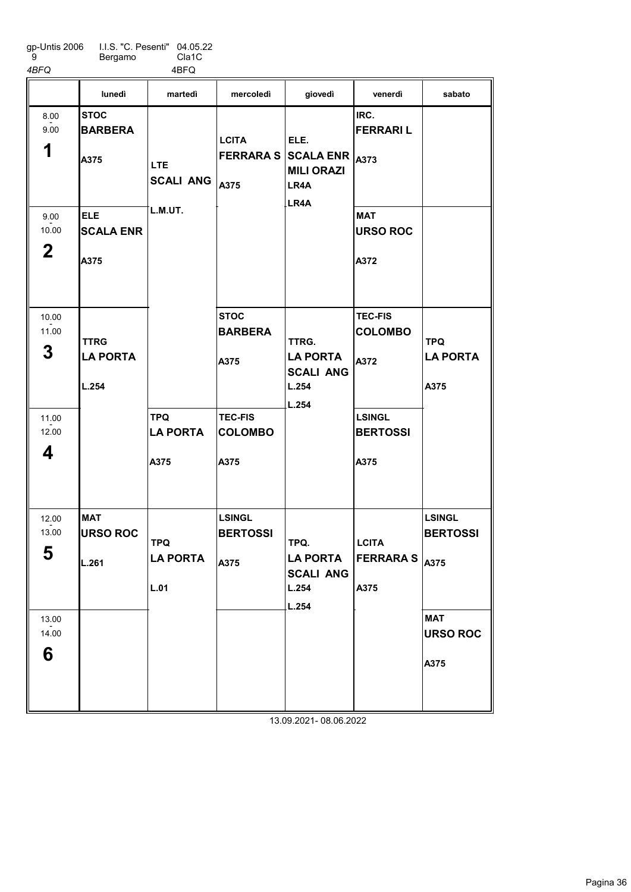gp-Untis 2006 I.I.S. "C. Pesenti" 04.05.22
9 Bergamo Cla1C

4BFQ 4BFQ

| | lunedì | martedì | mercoledì | giovedì | venerdì | sabato |
|---|---|---|---|---|---|---|
| 8.00 - 9.00 **1** | STOC **BARBERA** A375 | LTE **SCALI ANG** L.M.UT. | LCITA **FERRARA S** A375 | ELE. **SCALA ENR** **MILI ORAZI** LR4A LR4A | IRC. **FERRARI L** A373 | |
| 9.00 - 10.00 **2** | ELE **SCALA ENR** A375 | | | | MAT **URSO ROC** A372 | |
| 10.00 - 11.00 **3** | TTRG **LA PORTA** L.254 | | STOC **BARBERA** A375 | TTRG. **LA PORTA** **SCALI ANG** L.254 L.254 | TEC-FIS **COLOMBO** A372 | TPQ **LA PORTA** A375 |
| 11.00 - 12.00 **4** | | TPQ **LA PORTA** A375 | TEC-FIS **COLOMBO** A375 | | LSINGL **BERTOSSI** A375 | |
| 12.00 - 13.00 **5** | MAT **URSO ROC** L.261 | TPQ **LA PORTA** L.01 | LSINGL **BERTOSSI** A375 | TPQ. **LA PORTA** **SCALI ANG** L.254 L.254 | LCITA **FERRARA S** A375 | LSINGL **BERTOSSI** A375 |
| 13.00 - 14.00 **6** | | | | | | MAT **URSO ROC** A375 |

13.09.2021- 08.06.2022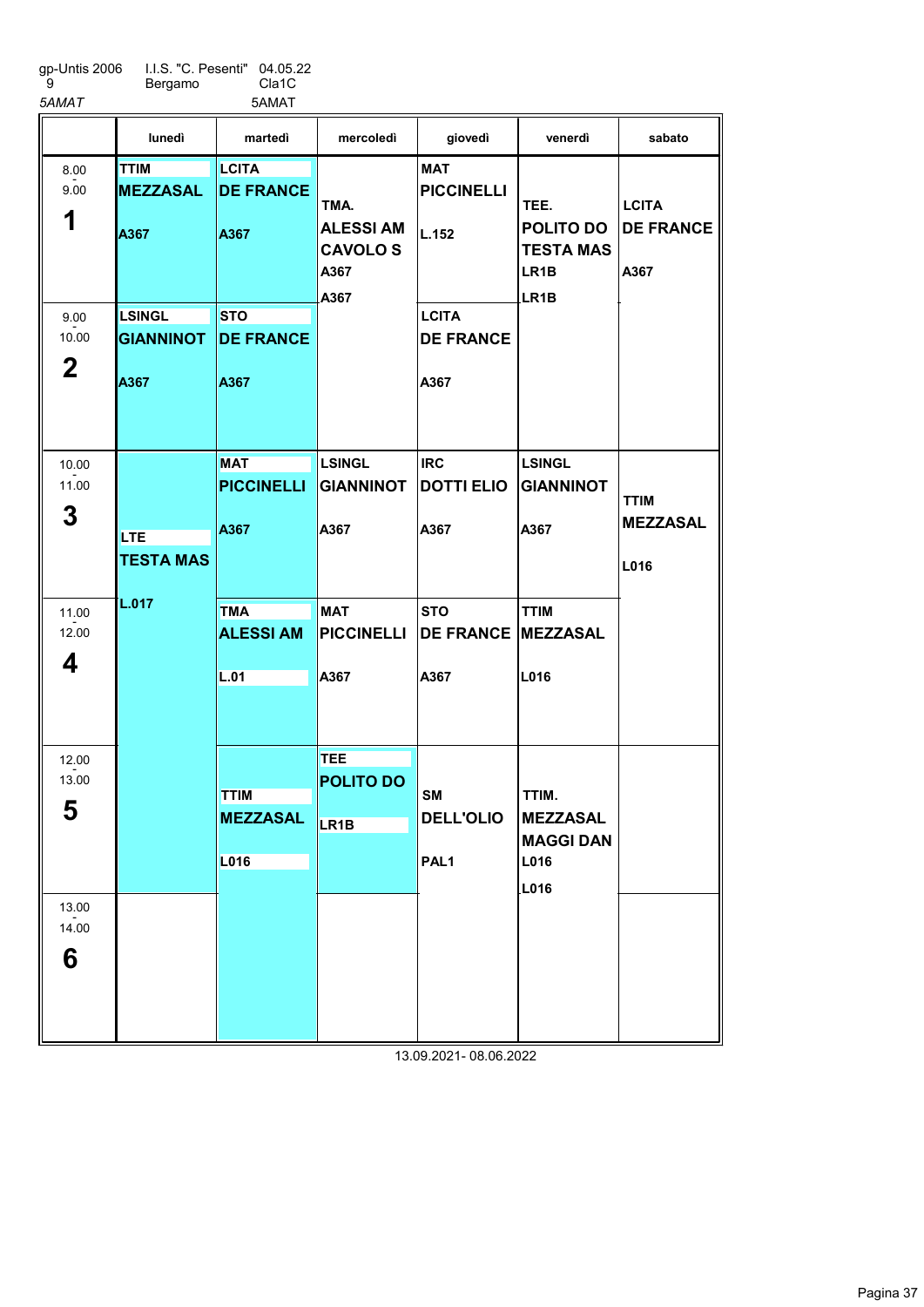gp-Untis 2006 9 | I.I.S. "C. Pesenti" Bergamo | 04.05.22 Cla1C

*5AMAT* 5AMAT

| | lunedì | martedì | mercoledì | giovedì | venerdì | sabato |
|---|---|---|---|---|---|---|
| 8.00 - 9.00 **1** | TTIM MEZZASAL A367 | LCITA DE FRANCE A367 | TMA. ALESSI AM CAVOLO S A367 A367 | MAT PICCINELLI L.152 | TEE. POLITO DO TESTA MAS LR1B LR1B | LCITA DE FRANCE A367 |
| 9.00 - 10.00 **2** | LSINGL GIANNINOT A367 | STO DE FRANCE A367 | | LCITA DE FRANCE A367 | | |
| 10.00 - 11.00 **3** | LTE TESTA MAS L.017 | MAT PICCINELLI A367 | LSINGL GIANNINOT A367 | IRC DOTTI ELIO A367 | LSINGL GIANNINOT A367 | TTIM MEZZASAL L016 |
| 11.00 - 12.00 **4** | | TMA ALESSI AM L.01 | MAT PICCINELLI A367 | STO DE FRANCE A367 | TTIM MEZZASAL L016 | |
| 12.00 - 13.00 **5** | | TTIM MEZZASAL L016 | TEE POLITO DO LR1B | SM DELL'OLIO PAL1 | TTIM. MEZZASAL MAGGI DAN L016 L016 | |
| 13.00 - 14.00 **6** | | | | | | |

13.09.2021- 08.06.2022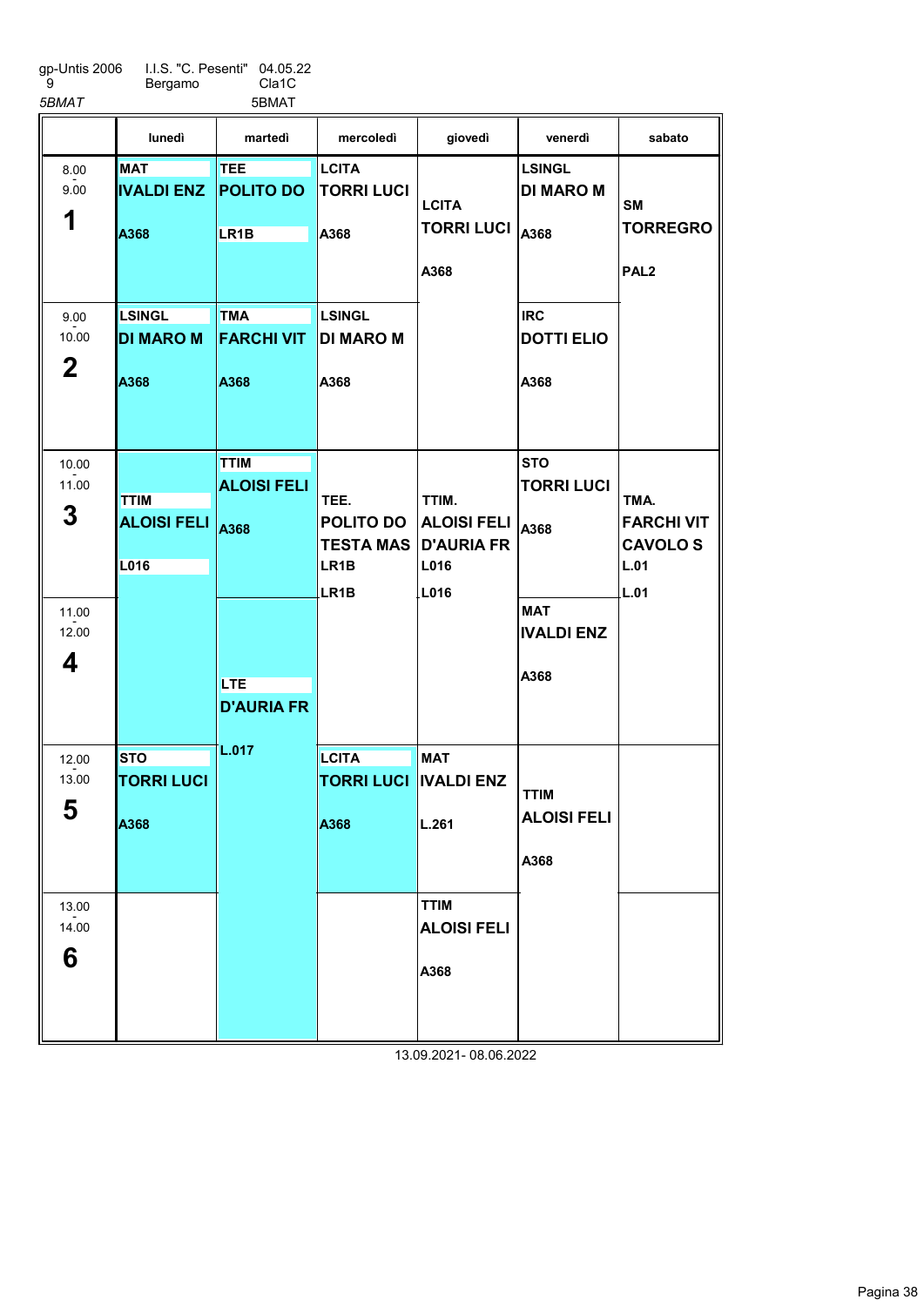gp-Untis 2006 9 | I.I.S. "C. Pesenti" Bergamo | 04.05.22 Cla1C

*5BMAT* 5BMAT

| | lunedì | martedì | mercoledì | giovedì | venerdì | sabato |
|---|---|---|---|---|---|---|
| 8.00 - 9.00 **1** | **MAT** IVALDI ENZ A368 | **TEE** POLITO DO LR1B | **LCITA** TORRI LUCI A368 | **LCITA** TORRI LUCI A368 | **LSINGL** DI MARO M A368 | **SM** TORREGRO PAL2 |
| 9.00 - 10.00 **2** | **LSINGL** DI MARO M A368 | **TMA** FARCHI VIT A368 | **LSINGL** DI MARO M A368 | | **IRC** DOTTI ELIO A368 | |
| 10.00 - 11.00 **3** | **TTIM** ALOISI FELI L016 | **TTIM** ALOISI FELI A368 | **TEE.** POLITO DO TESTA MAS LR1B LR1B | **TTIM.** ALOISI FELI D'AURIA FR L016 L016 | **STO** TORRI LUCI A368 | **TMA.** FARCHI VIT CAVOLO S L.01 L.01 |
| 11.00 - 12.00 **4** | | **LTE** D'AURIA FR L.017 | | | **MAT** IVALDI ENZ A368 | |
| 12.00 - 13.00 **5** | **STO** TORRI LUCI A368 | | **LCITA** TORRI LUCI A368 | **MAT** IVALDI ENZ L.261 | **TTIM** ALOISI FELI A368 | |
| 13.00 - 14.00 **6** | | | | **TTIM** ALOISI FELI A368 | | |

13.09.2021- 08.06.2022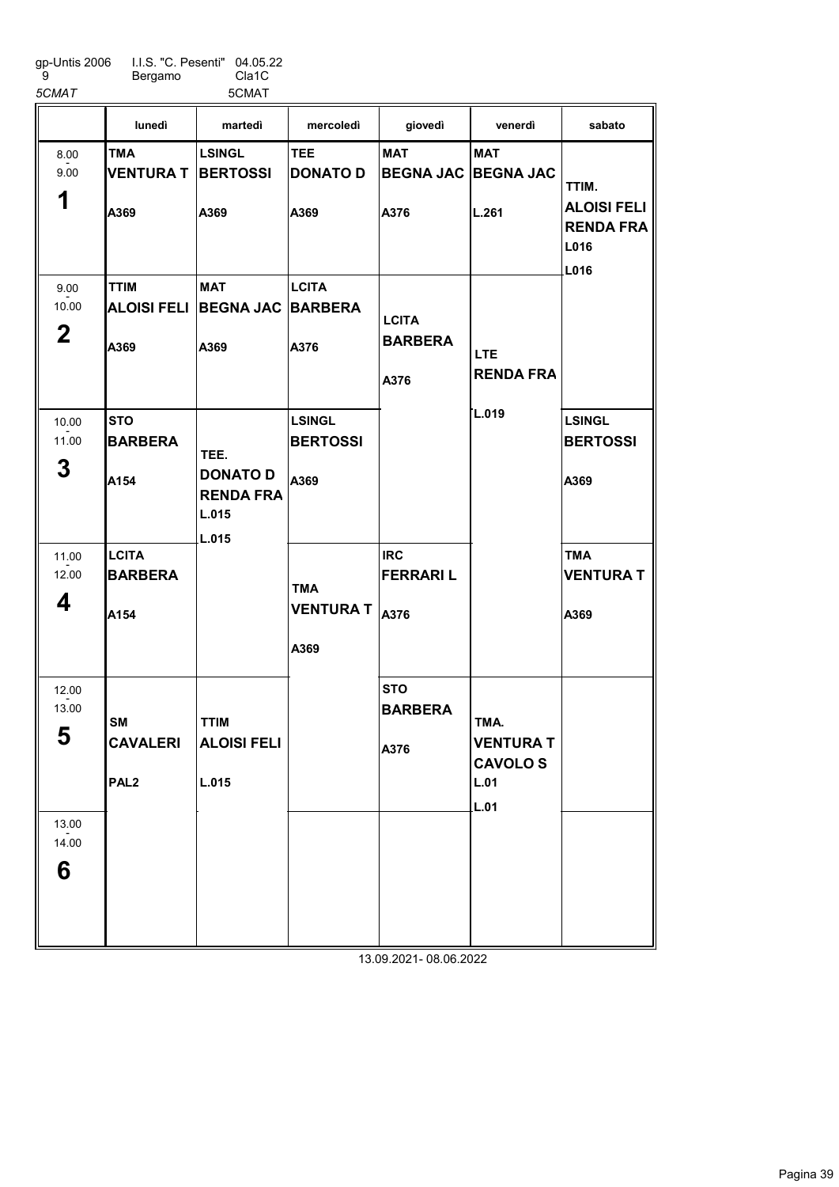gp-Untis 2006 I.I.S. "C. Pesenti" 04.05.22
9 Bergamo Cla1C

*5CMAT* 5CMAT

| | lunedì | martedì | mercoledì | giovedì | venerdì | sabato |
|---|---|---|---|---|---|---|
| 8.00 - 9.00 **1** | **TMA** **VENTURA T** **A369** | **LSINGL** **BERTOSSI** **A369** | **TEE** **DONATO D** **A369** | **MAT** **BEGNA JAC** **A376** | **MAT** **BEGNA JAC** **L.261** | **TTIM.** **ALOISI FELI** **RENDA FRA** **L016** **L016** |
| 9.00 - 10.00 **2** | **TTIM** **ALOISI FELI** **A369** | **MAT** **BEGNA JAC** **A369** | **LCITA** **BARBERA** **A376** | **LCITA** **BARBERA** **A376** | **LTE** **RENDA FRA** **L.019** | |
| 10.00 - 11.00 **3** | **STO** **BARBERA** **A154** | **TEE.** **DONATO D** **RENDA FRA** **L.015** **L.015** | **LSINGL** **BERTOSSI** **A369** | | | **LSINGL** **BERTOSSI** **A369** |
| 11.00 - 12.00 **4** | **LCITA** **BARBERA** **A154** | | **TMA** **VENTURA T** **A369** | **IRC** **FERRARI L** **A376** | | **TMA** **VENTURA T** **A369** |
| 12.00 - 13.00 **5** | **SM** **CAVALERI** **PAL2** | **TTIM** **ALOISI FELI** **L.015** | | **STO** **BARBERA** **A376** | **TMA.** **VENTURA T** **CAVOLO S** **L.01** **L.01** | |
| 13.00 - 14.00 **6** | | | | | | |

13.09.2021- 08.06.2022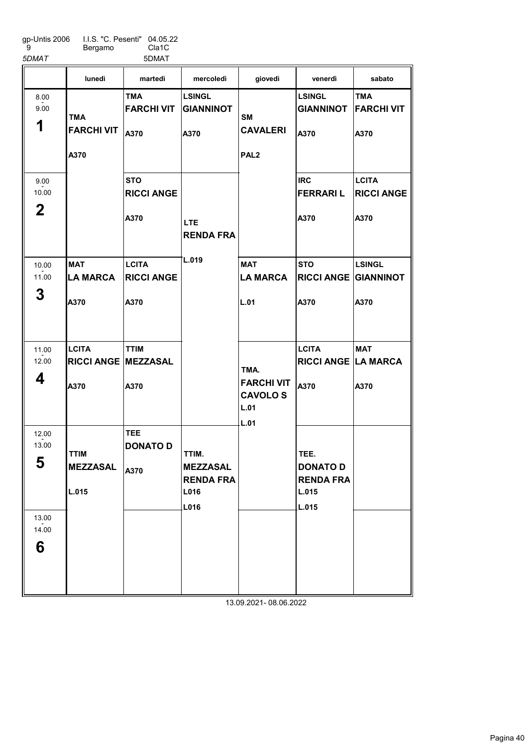gp-Untis 2006 9 | I.I.S. "C. Pesenti" Bergamo | 04.05.22 Cla1C

*5DMAT* 5DMAT

| | lunedì | martedì | mercoledì | giovedì | venerdì | sabato |
|---|---|---|---|---|---|---|
| 8.00 - 9.00 **1** | **TMA** **FARCHI VIT** A370 | **TMA** **FARCHI VIT** A370 | **LSINGL** **GIANNINOT** A370 | **SM** **CAVALERI** PAL2 | **LSINGL** **GIANNINOT** A370 | **TMA** **FARCHI VIT** A370 |
| 9.00 - 10.00 **2** | | **STO** **RICCI ANGE** A370 | **LTE** **RENDA FRA** L.019 | | **IRC** **FERRARI L** A370 | **LCITA** **RICCI ANGE** A370 |
| 10.00 - 11.00 **3** | **MAT** **LA MARCA** A370 | **LCITA** **RICCI ANGE** A370 | | **MAT** **LA MARCA** L.01 | **STO** **RICCI ANGE** A370 | **LSINGL** **GIANNINOT** A370 |
| 11.00 - 12.00 **4** | **LCITA** **RICCI ANGE** A370 | **TTIM** **MEZZASAL** A370 | | **TMA.** **FARCHI VIT** **CAVOLO S** L.01 L.01 | **LCITA** **RICCI ANGE** A370 | **MAT** **LA MARCA** A370 |
| 12.00 - 13.00 **5** | **TTIM** **MEZZASAL** L.015 | **TEE** **DONATO D** A370 | **TTIM.** **MEZZASAL** **RENDA FRA** L016 L016 | | **TEE.** **DONATO D** **RENDA FRA** L.015 L.015 | |
| 13.00 - 14.00 **6** | | | | | | |

13.09.2021- 08.06.2022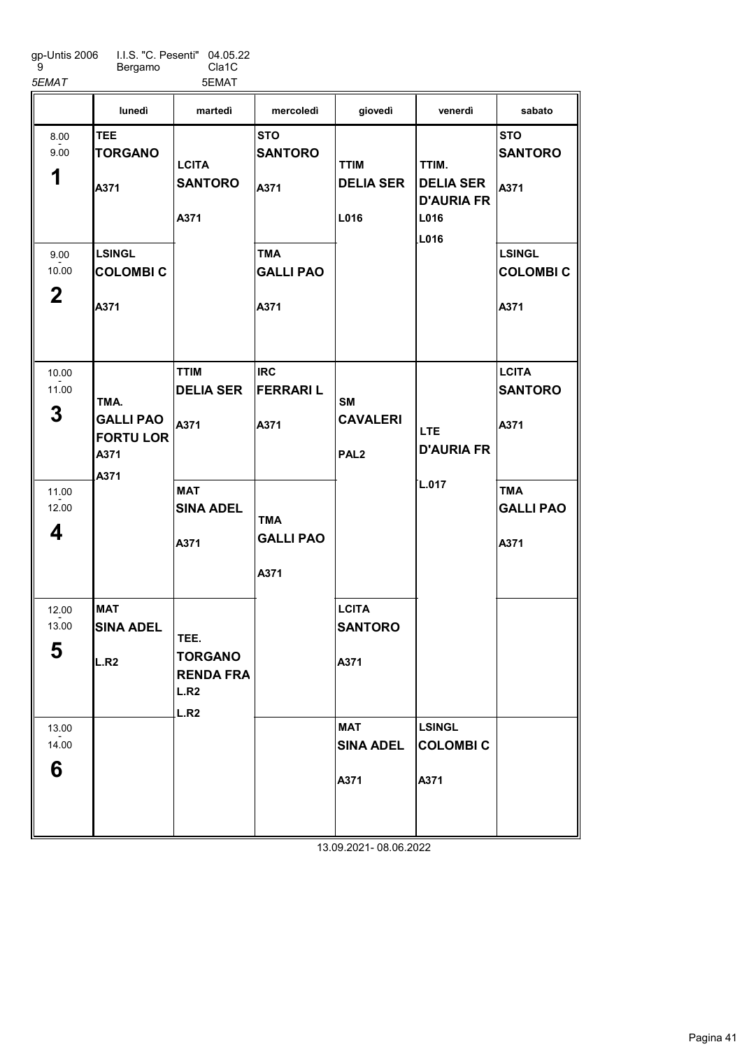gp-Untis 2006 I.I.S. "C. Pesenti" 04.05.22
9 Bergamo Cla1C

*5EMAT* 5EMAT

| | lunedì | martedì | mercoledì | giovedì | venerdì | sabato |
|---|---|---|---|---|---|---|
| 8.00 - 9.00 **1** | **TEE** **TORGANO** A371 | **LCITA** **SANTORO** A371 | **STO** **SANTORO** A371 | **TTIM** **DELIA SER** L016 | **TTIM.** **DELIA SER** **D'AURIA FR** L016 L016 | **STO** **SANTORO** A371 |
| 9.00 - 10.00 **2** | **LSINGL** **COLOMBI C** A371 | | **TMA** **GALLI PAO** A371 | | | **LSINGL** **COLOMBI C** A371 |
| 10.00 - 11.00 **3** | **TMA.** **GALLI PAO** **FORTU LOR** A371 A371 | **TTIM** **DELIA SER** A371 | **IRC** **FERRARI L** A371 | **SM** **CAVALERI** PAL2 | **LTE** **D'AURIA FR** L.017 | **LCITA** **SANTORO** A371 |
| 11.00 - 12.00 **4** | | **MAT** **SINA ADEL** A371 | **TMA** **GALLI PAO** A371 | | | **TMA** **GALLI PAO** A371 |
| 12.00 - 13.00 **5** | **MAT** **SINA ADEL** L.R2 | **TEE.** **TORGANO** **RENDA FRA** L.R2 L.R2 | | **LCITA** **SANTORO** A371 | | |
| 13.00 - 14.00 **6** | | | | **MAT** **SINA ADEL** A371 | **LSINGL** **COLOMBI C** A371 | |

13.09.2021- 08.06.2022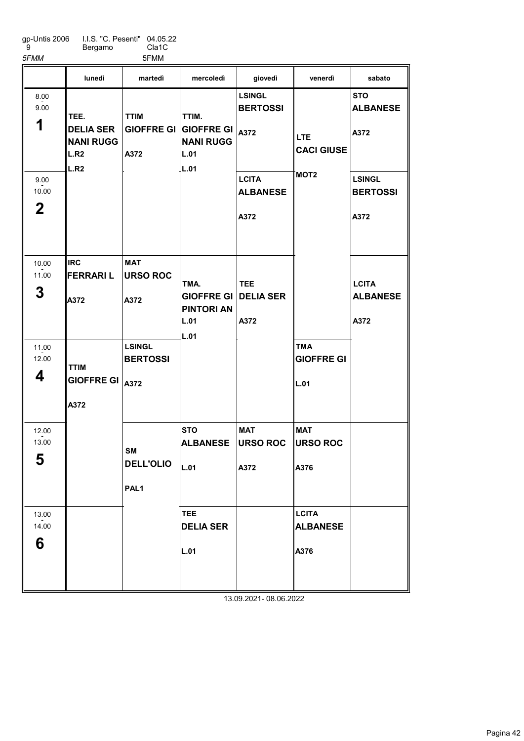gp-Untis 2006 I.I.S. "C. Pesenti" 04.05.22
9 Bergamo Cla1C

*5FMM* 5FMM

| | lunedì | martedì | mercoledì | giovedì | venerdì | sabato |
|---|---|---|---|---|---|---|
| 8.00 - 9.00 **1** | TEE. **DELIA SER** **NANI RUGG** L.R2 L.R2 | TTIM **GIOFFRE GI** A372 | TTIM. **GIOFFRE GI** **NANI RUGG** L.01 L.01 | LSINGL **BERTOSSI** A372 | LTE **CACI GIUSE** MOT2 | STO **ALBANESE** A372 |
| 9.00 - 10.00 **2** | | | | LCITA **ALBANESE** A372 | | LSINGL **BERTOSSI** A372 |
| 10.00 - 11.00 **3** | IRC **FERRARI L** A372 | MAT **URSO ROC** A372 | TMA. **GIOFFRE GI** **PINTORI AN** L.01 L.01 | TEE **DELIA SER** A372 | | LCITA **ALBANESE** A372 |
| 11.00 - 12.00 **4** | TTIM **GIOFFRE GI** A372 | LSINGL **BERTOSSI** A372 | | | TMA **GIOFFRE GI** L.01 | |
| 12.00 - 13.00 **5** | | SM **DELL'OLIO** PAL1 | STO **ALBANESE** L.01 | MAT **URSO ROC** A372 | MAT **URSO ROC** A376 | |
| 13.00 - 14.00 **6** | | | TEE **DELIA SER** L.01 | | LCITA **ALBANESE** A376 | |

13.09.2021- 08.06.2022